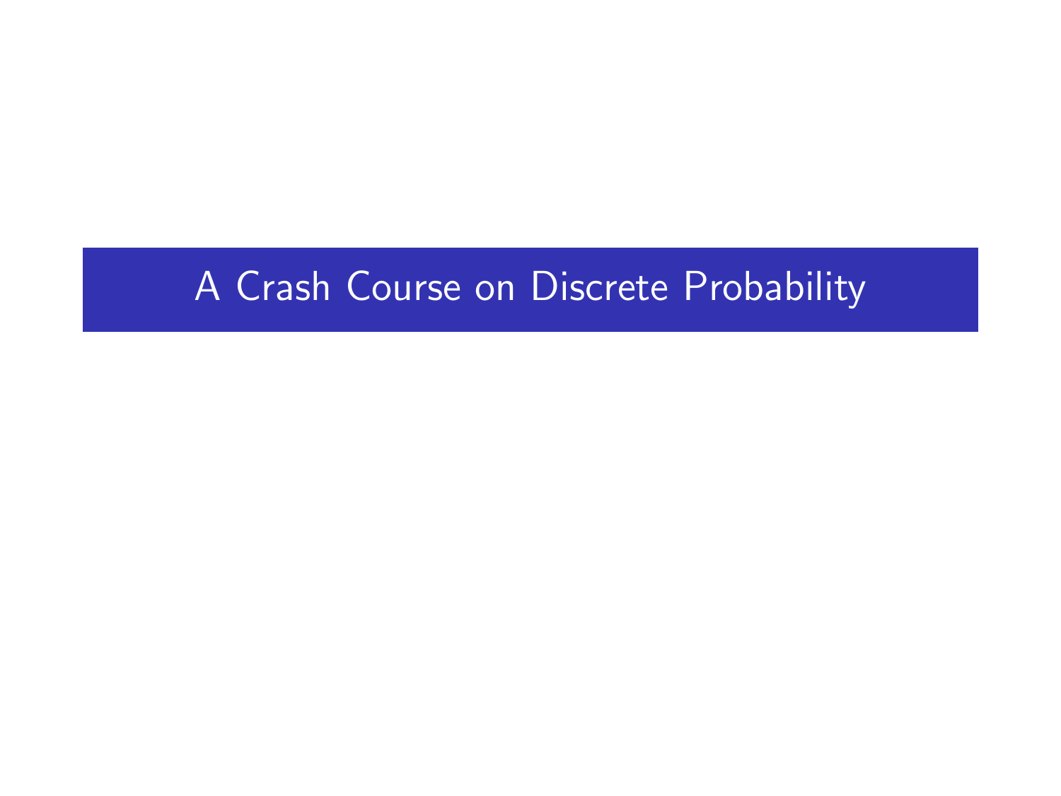# A Crash Course on Discrete Probability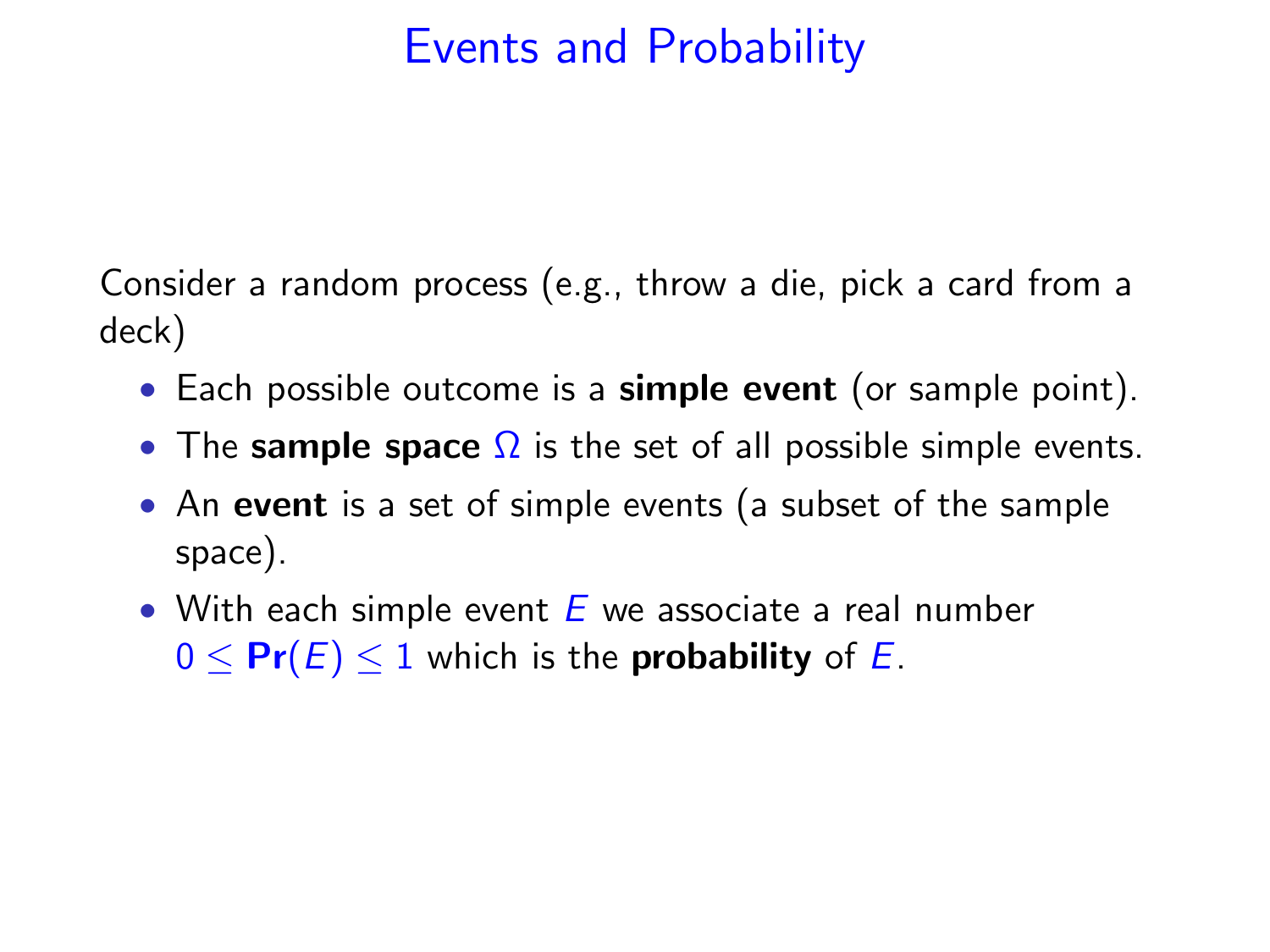# Events and Probability

Consider a random process (e.g., throw a die, pick a card from a deck)

- Each possible outcome is a **simple event** (or sample point).
- The **sample space** $\Omega$ is the set of all possible simple events.
- An **event** is a set of simple events (a subset of the sample space).
- With each simple event $E$ we associate a real number $0 \leq \mathbf{Pr}(E) \leq 1$ which is the **probability** of $E$.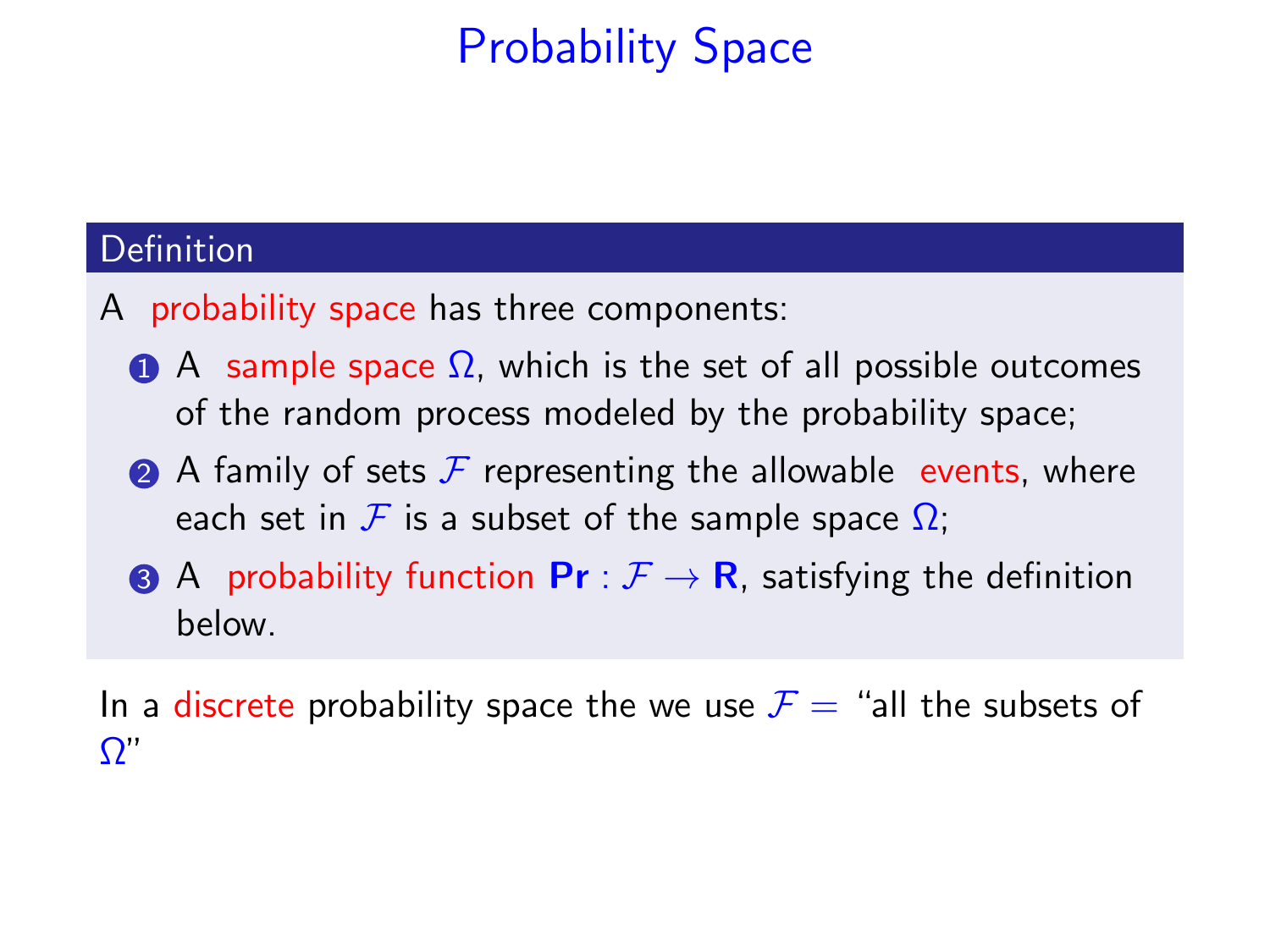# Probability Space

**Definition**

A probability space has three components:

1. A sample space $\Omega$, which is the set of all possible outcomes of the random process modeled by the probability space;
2. A family of sets $\mathcal{F}$ representing the allowable events, where each set in $\mathcal{F}$ is a subset of the sample space $\Omega$;
3. A probability function $\mathbf{Pr} : \mathcal{F} \to \mathbf{R}$, satisfying the definition below.

In a discrete probability space the we use $\mathcal{F} =$ "all the subsets of $\Omega$"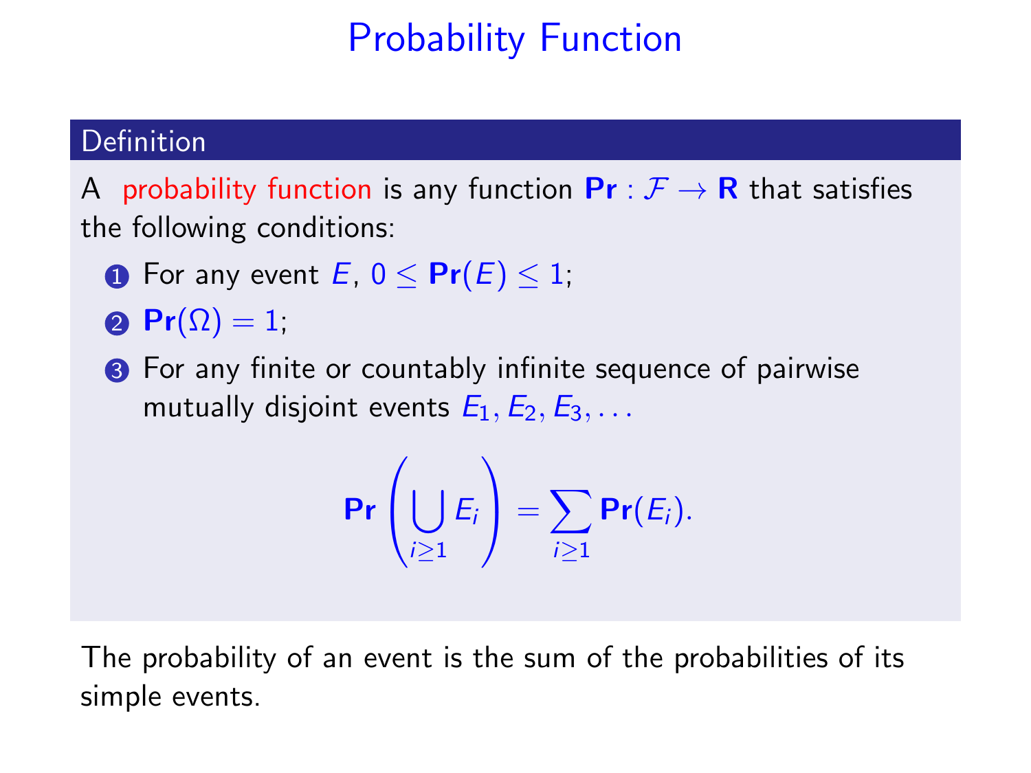# Probability Function

**Definition**

A probability function is any function $\mathbf{Pr} : \mathcal{F} \to \mathbf{R}$ that satisfies the following conditions:

1. For any event $E$, $0 \leq \mathbf{Pr}(E) \leq 1$;
2. $\mathbf{Pr}(\Omega) = 1$;
3. For any finite or countably infinite sequence of pairwise mutually disjoint events $E_1, E_2, E_3, \ldots$

$$\mathbf{Pr}\left(\bigcup_{i \geq 1} E_i\right) = \sum_{i \geq 1} \mathbf{Pr}(E_i).$$

The probability of an event is the sum of the probabilities of its simple events.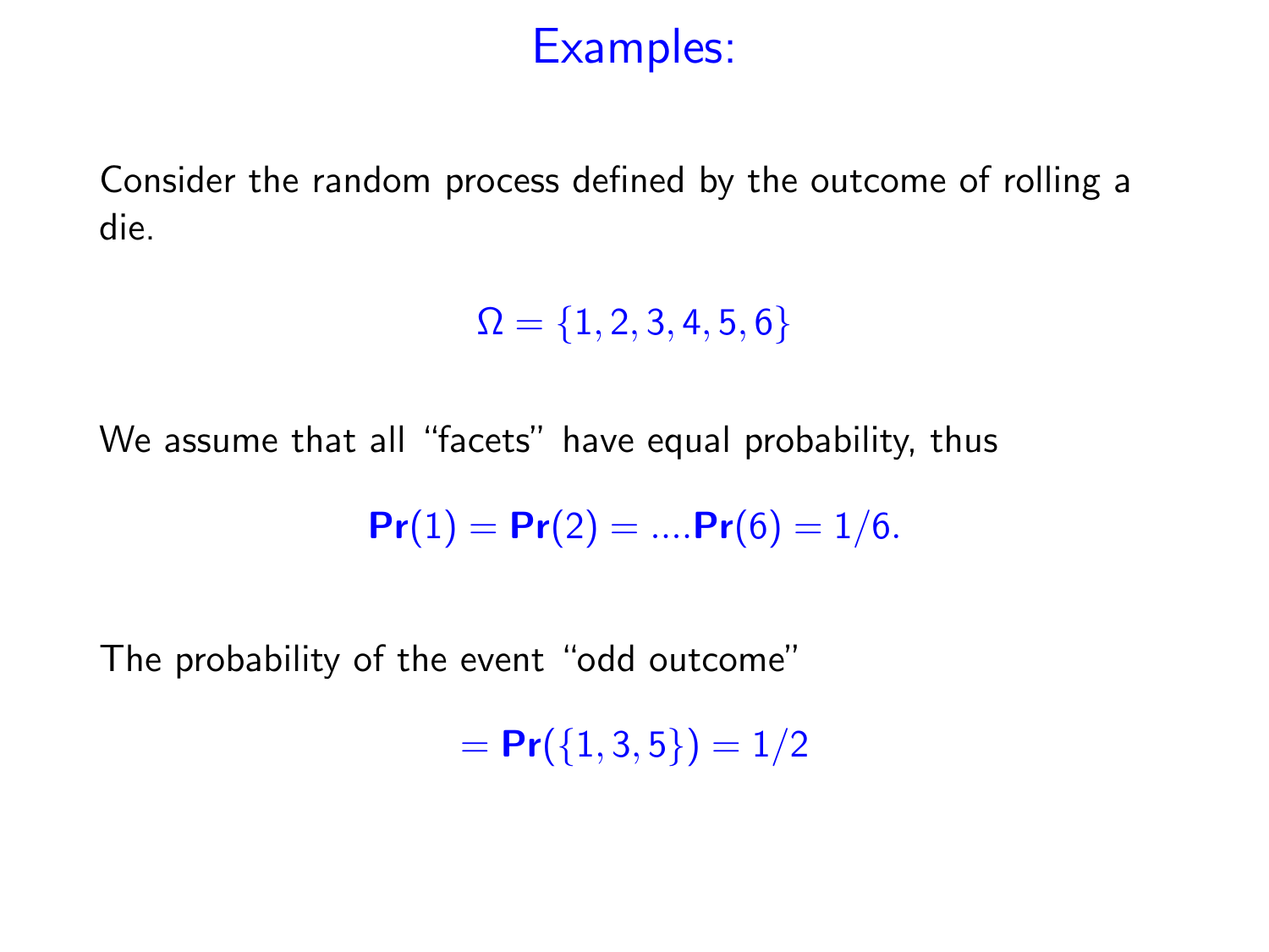# Examples:

Consider the random process defined by the outcome of rolling a die.

$$\Omega = \{1, 2, 3, 4, 5, 6\}$$

We assume that all "facets" have equal probability, thus

$$\mathbf{Pr}(1) = \mathbf{Pr}(2) = ....\mathbf{Pr}(6) = 1/6.$$

The probability of the event "odd outcome"

$$= \mathbf{Pr}(\{1, 3, 5\}) = 1/2$$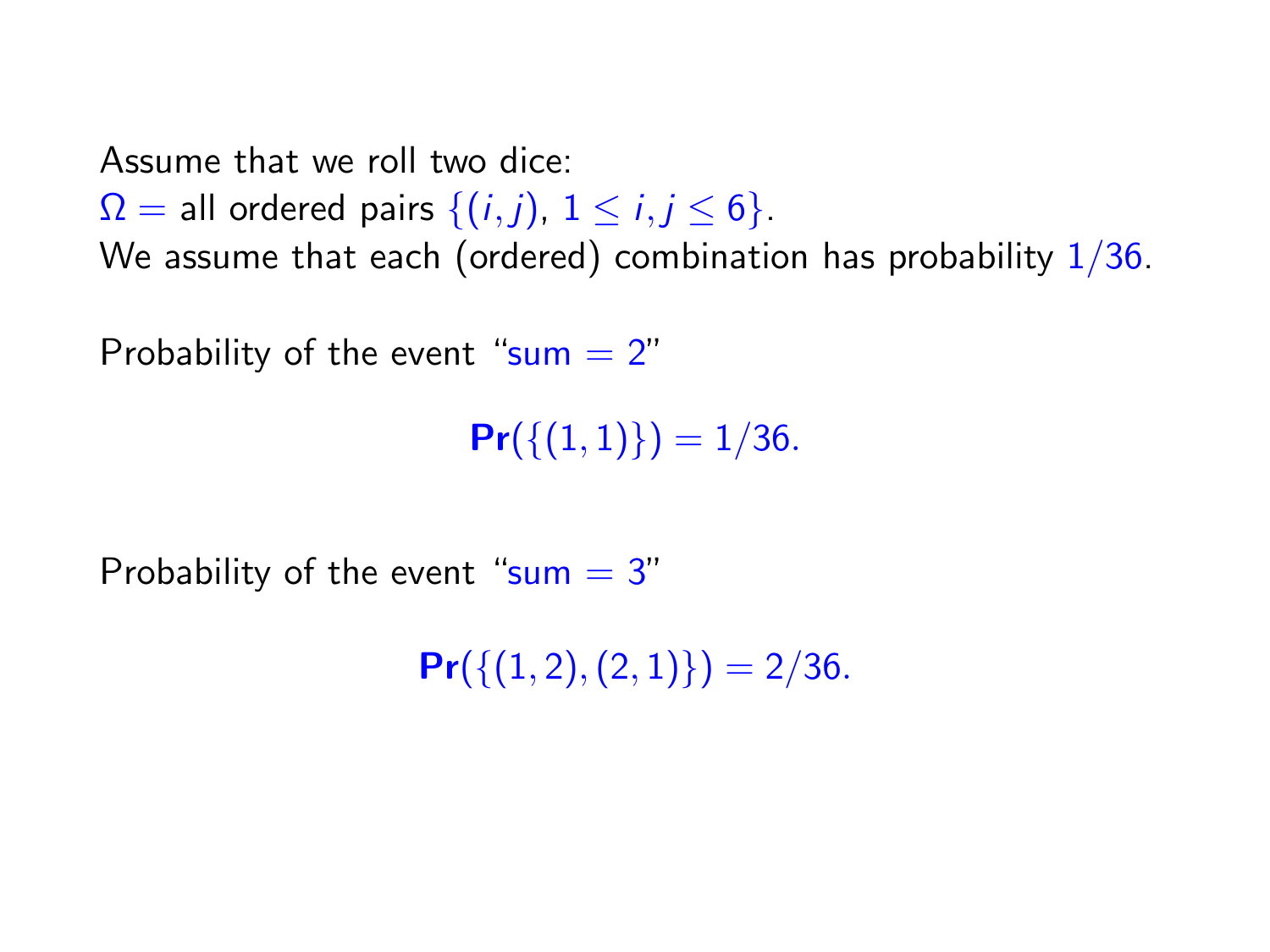Assume that we roll two dice:
$\Omega =$ all ordered pairs $\{(i,j),\ 1 \leq i,j \leq 6\}$.
We assume that each (ordered) combination has probability $1/36$.

Probability of the event "sum $= 2$"

$$\mathbf{Pr}(\{(1,1)\}) = 1/36.$$

Probability of the event "sum $= 3$"

$$\mathbf{Pr}(\{(1,2),(2,1)\}) = 2/36.$$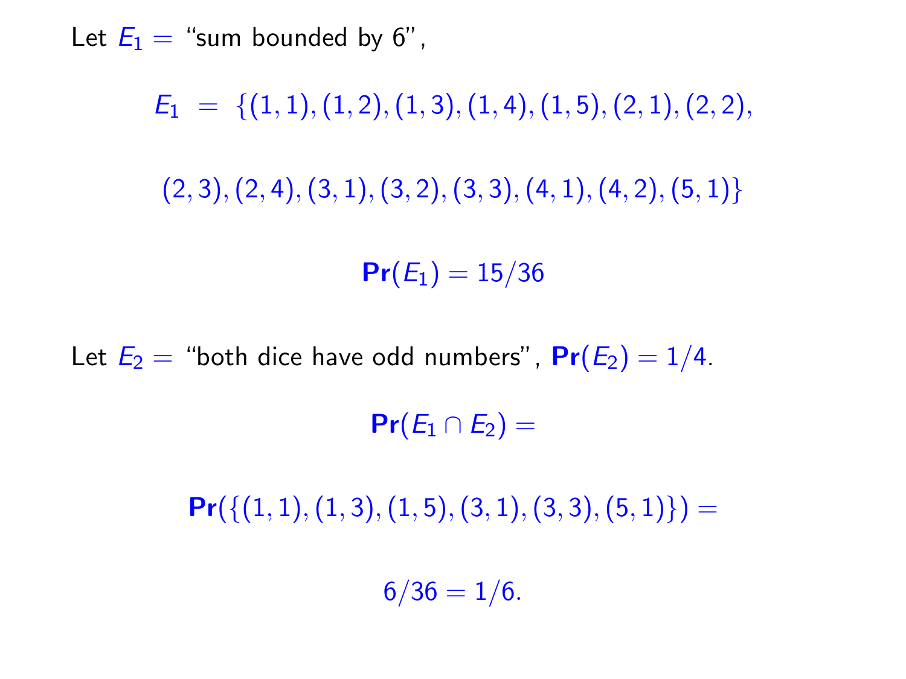Let $E_1 =$ "sum bounded by 6",

$$E_1 = \{(1,1),(1,2),(1,3),(1,4),(1,5),(2,1),(2,2),$$

$$(2,3),(2,4),(3,1),(3,2),(3,3),(4,1),(4,2),(5,1)\}$$

$$\mathbf{Pr}(E_1) = 15/36$$

Let $E_2 =$ "both dice have odd numbers", $\mathbf{Pr}(E_2) = 1/4$.

$$\mathbf{Pr}(E_1 \cap E_2) =$$

$$\mathbf{Pr}(\{(1,1),(1,3),(1,5),(3,1),(3,3),(5,1)\}) =$$

$$6/36 = 1/6.$$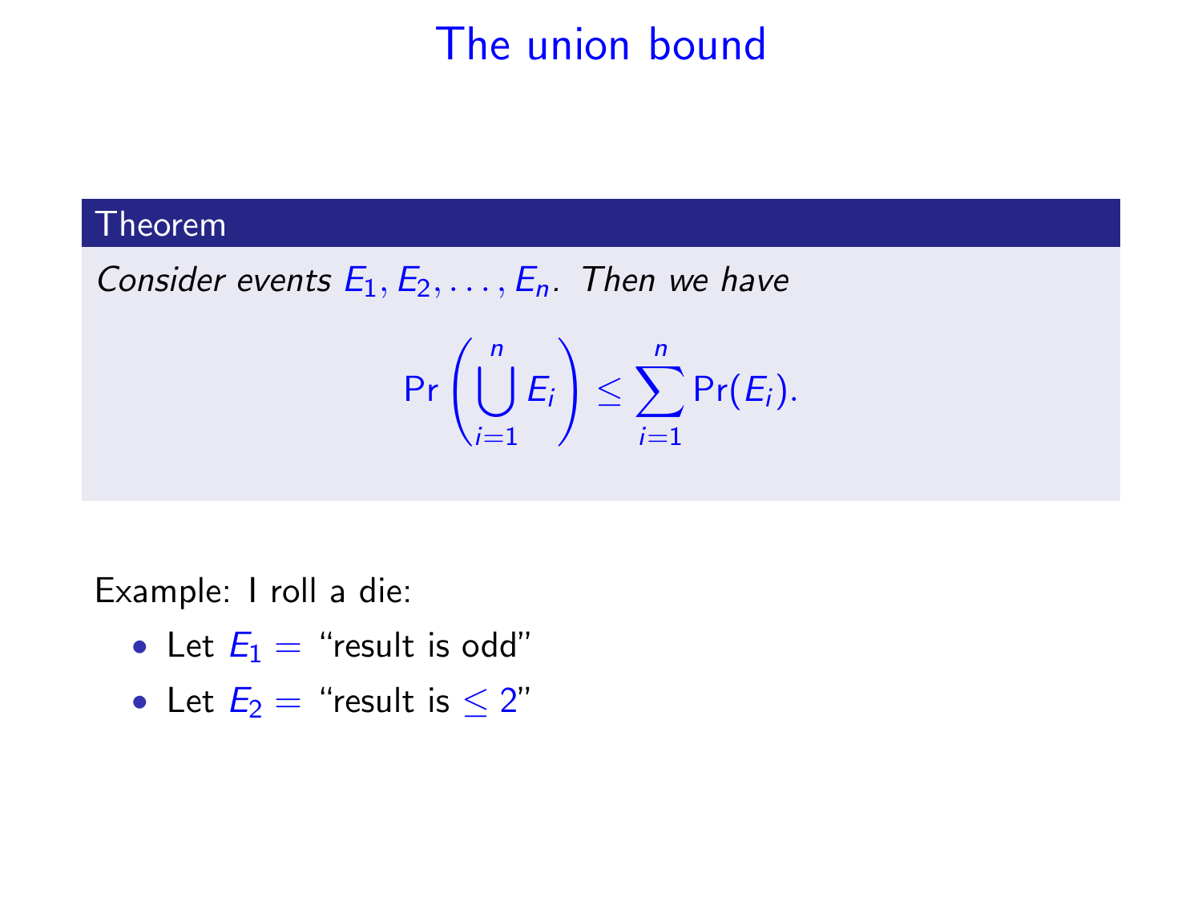# The union bound

**Theorem**

*Consider events $E_1, E_2, \ldots, E_n$. Then we have*

$$\Pr\left(\bigcup_{i=1}^{n} E_i\right) \leq \sum_{i=1}^{n} \Pr(E_i).$$

Example: I roll a die:

- Let $E_1 =$ "result is odd"
- Let $E_2 =$ "result is $\leq 2$"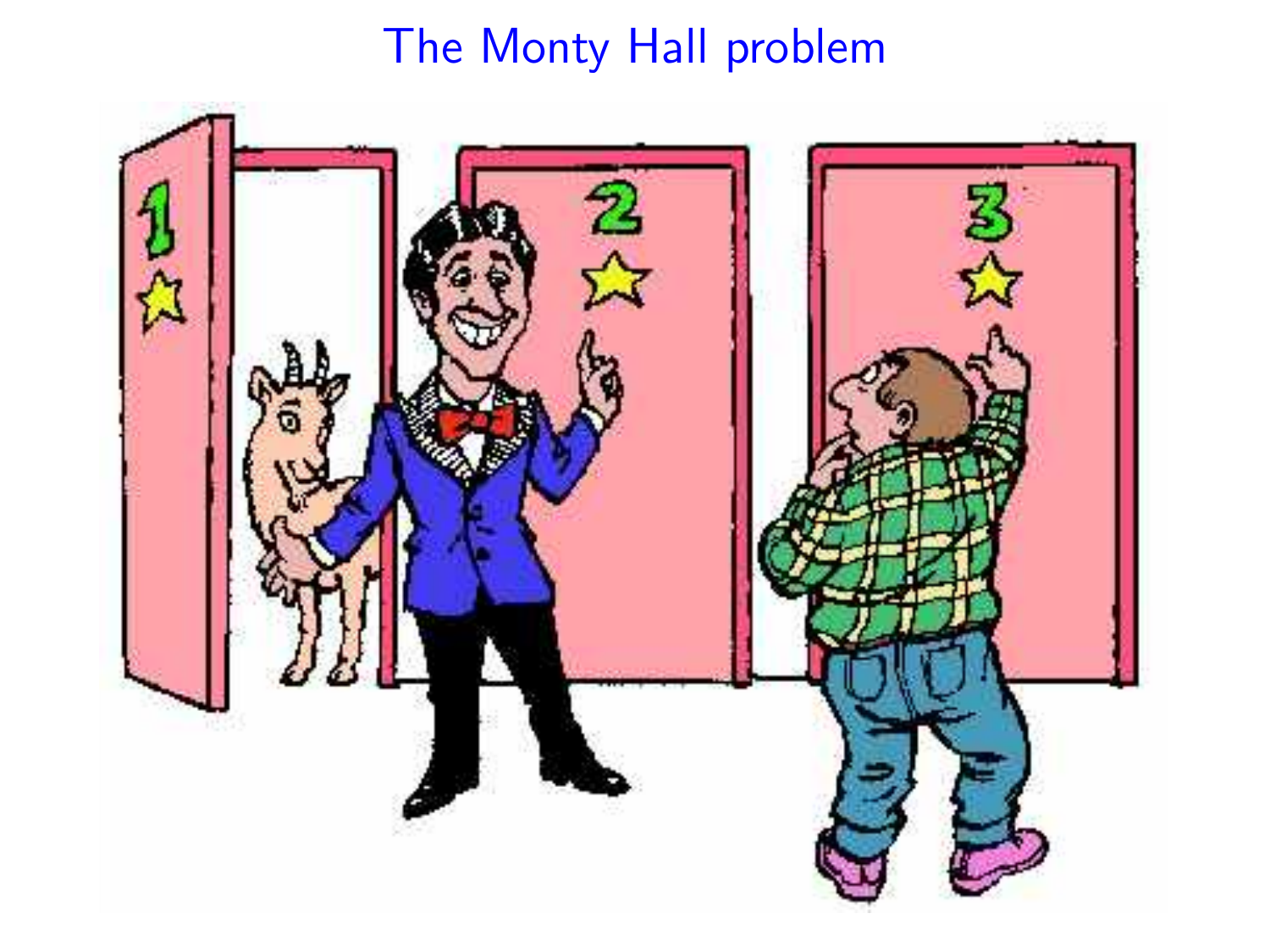# The Monty Hall problem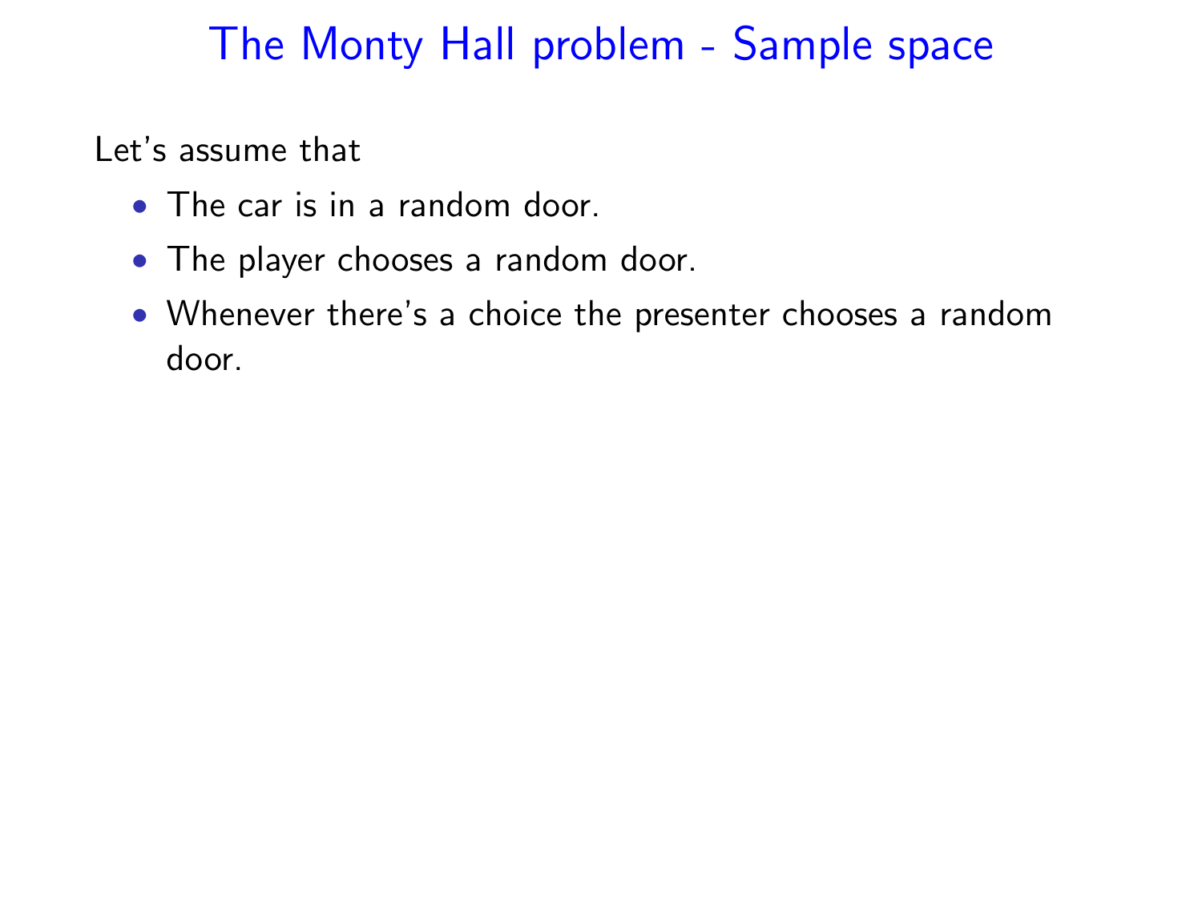# The Monty Hall problem - Sample space

Let's assume that

- The car is in a random door.
- The player chooses a random door.
- Whenever there's a choice the presenter chooses a random door.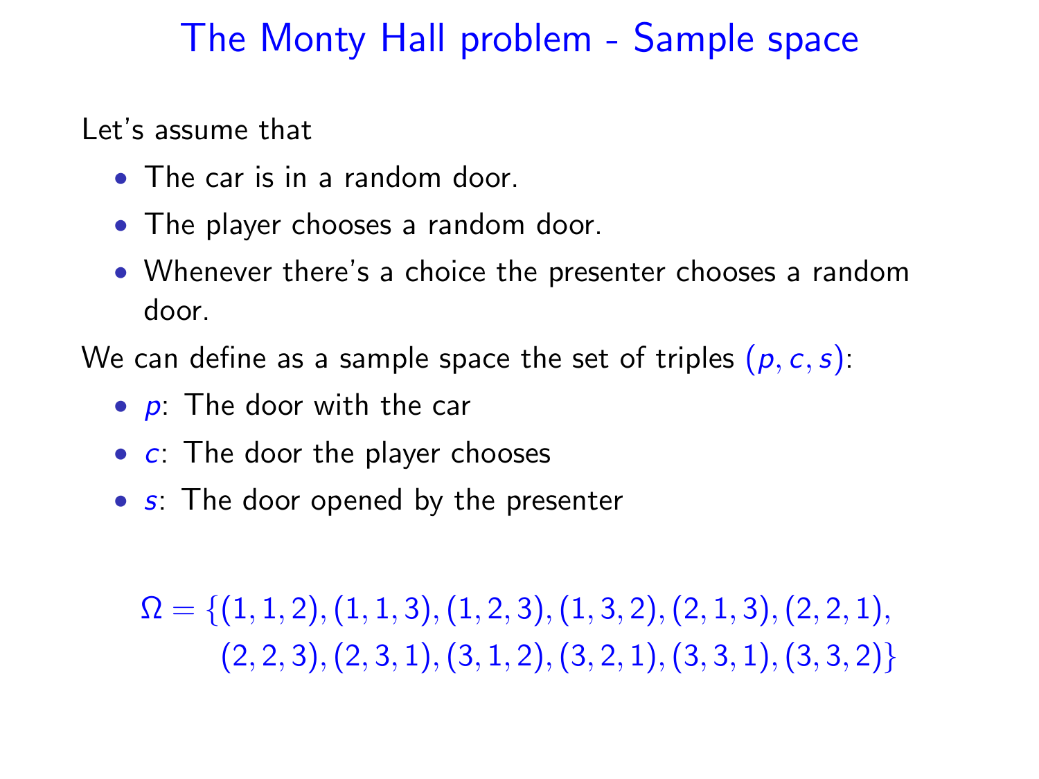# The Monty Hall problem - Sample space

Let's assume that

- The car is in a random door.
- The player chooses a random door.
- Whenever there's a choice the presenter chooses a random door.

We can define as a sample space the set of triples $(p, c, s)$:

- $p$: The door with the car
- $c$: The door the player chooses
- $s$: The door opened by the presenter

$$\Omega = \{(1,1,2),(1,1,3),(1,2,3),(1,3,2),(2,1,3),(2,2,1),\\ (2,2,3),(2,3,1),(3,1,2),(3,2,1),(3,3,1),(3,3,2)\}$$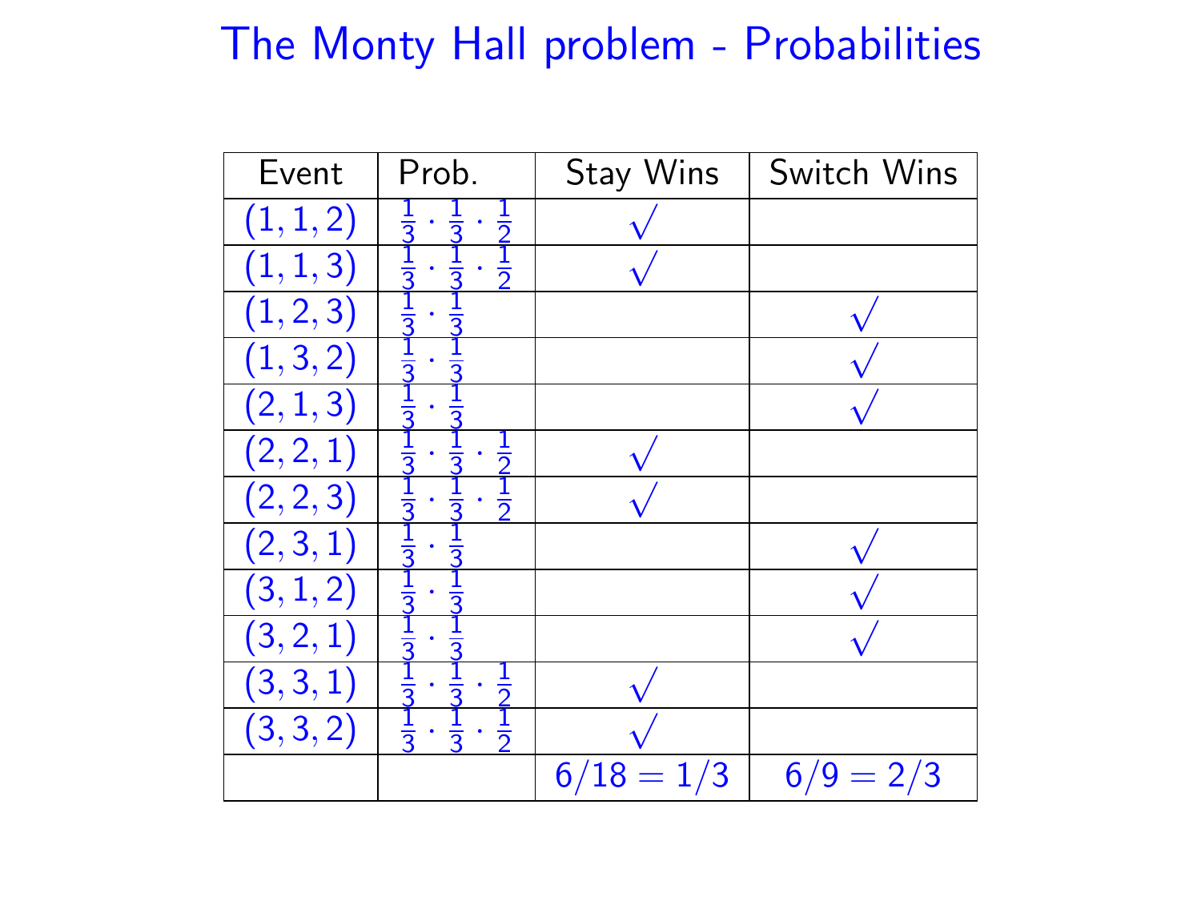# The Monty Hall problem - Probabilities

| Event | Prob. | Stay Wins | Switch Wins |
|---|---|---|---|
| $(1,1,2)$ | $\frac{1}{3} \cdot \frac{1}{3} \cdot \frac{1}{2}$ | $\surd$ | |
| $(1,1,3)$ | $\frac{1}{3} \cdot \frac{1}{3} \cdot \frac{1}{2}$ | $\surd$ | |
| $(1,2,3)$ | $\frac{1}{3} \cdot \frac{1}{3}$ | | $\surd$ |
| $(1,3,2)$ | $\frac{1}{3} \cdot \frac{1}{3}$ | | $\surd$ |
| $(2,1,3)$ | $\frac{1}{3} \cdot \frac{1}{3}$ | | $\surd$ |
| $(2,2,1)$ | $\frac{1}{3} \cdot \frac{1}{3} \cdot \frac{1}{2}$ | $\surd$ | |
| $(2,2,3)$ | $\frac{1}{3} \cdot \frac{1}{3} \cdot \frac{1}{2}$ | $\surd$ | |
| $(2,3,1)$ | $\frac{1}{3} \cdot \frac{1}{3}$ | | $\surd$ |
| $(3,1,2)$ | $\frac{1}{3} \cdot \frac{1}{3}$ | | $\surd$ |
| $(3,2,1)$ | $\frac{1}{3} \cdot \frac{1}{3}$ | | $\surd$ |
| $(3,3,1)$ | $\frac{1}{3} \cdot \frac{1}{3} \cdot \frac{1}{2}$ | $\surd$ | |
| $(3,3,2)$ | $\frac{1}{3} \cdot \frac{1}{3} \cdot \frac{1}{2}$ | $\surd$ | |
| | | $6/18 = 1/3$ | $6/9 = 2/3$ |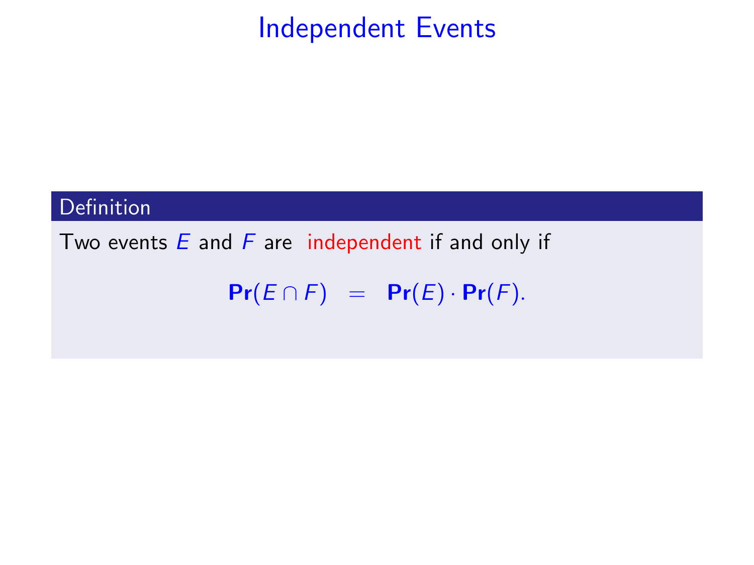# Independent Events

**Definition**

Two events $E$ and $F$ are independent if and only if

$$\mathbf{Pr}(E \cap F) = \mathbf{Pr}(E) \cdot \mathbf{Pr}(F).$$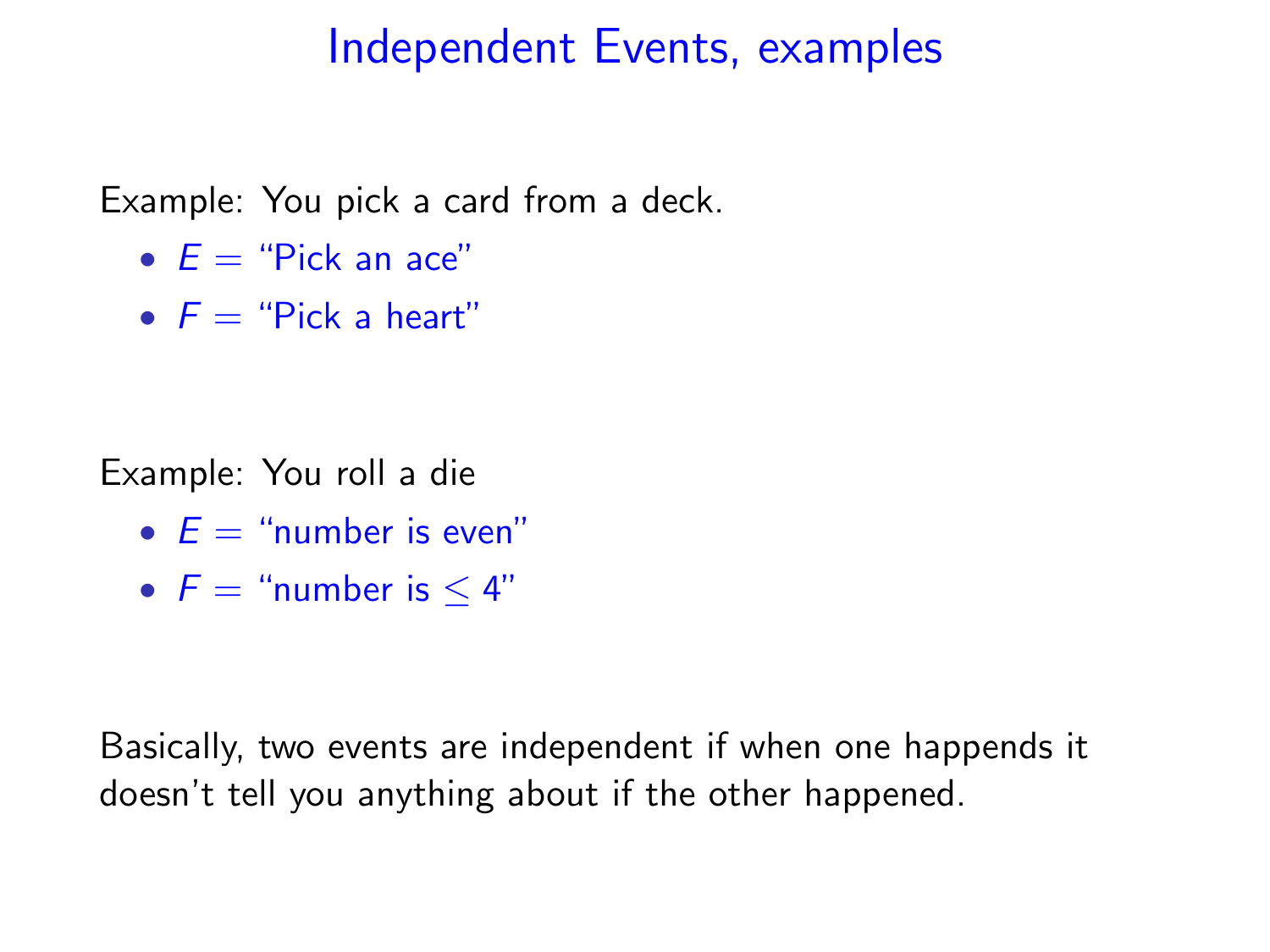# Independent Events, examples

Example: You pick a card from a deck.

- $E$ = "Pick an ace"
- $F$ = "Pick a heart"

Example: You roll a die

- $E$ = "number is even"
- $F$ = "number is $\leq 4$"

Basically, two events are independent if when one happends it doesn't tell you anything about if the other happened.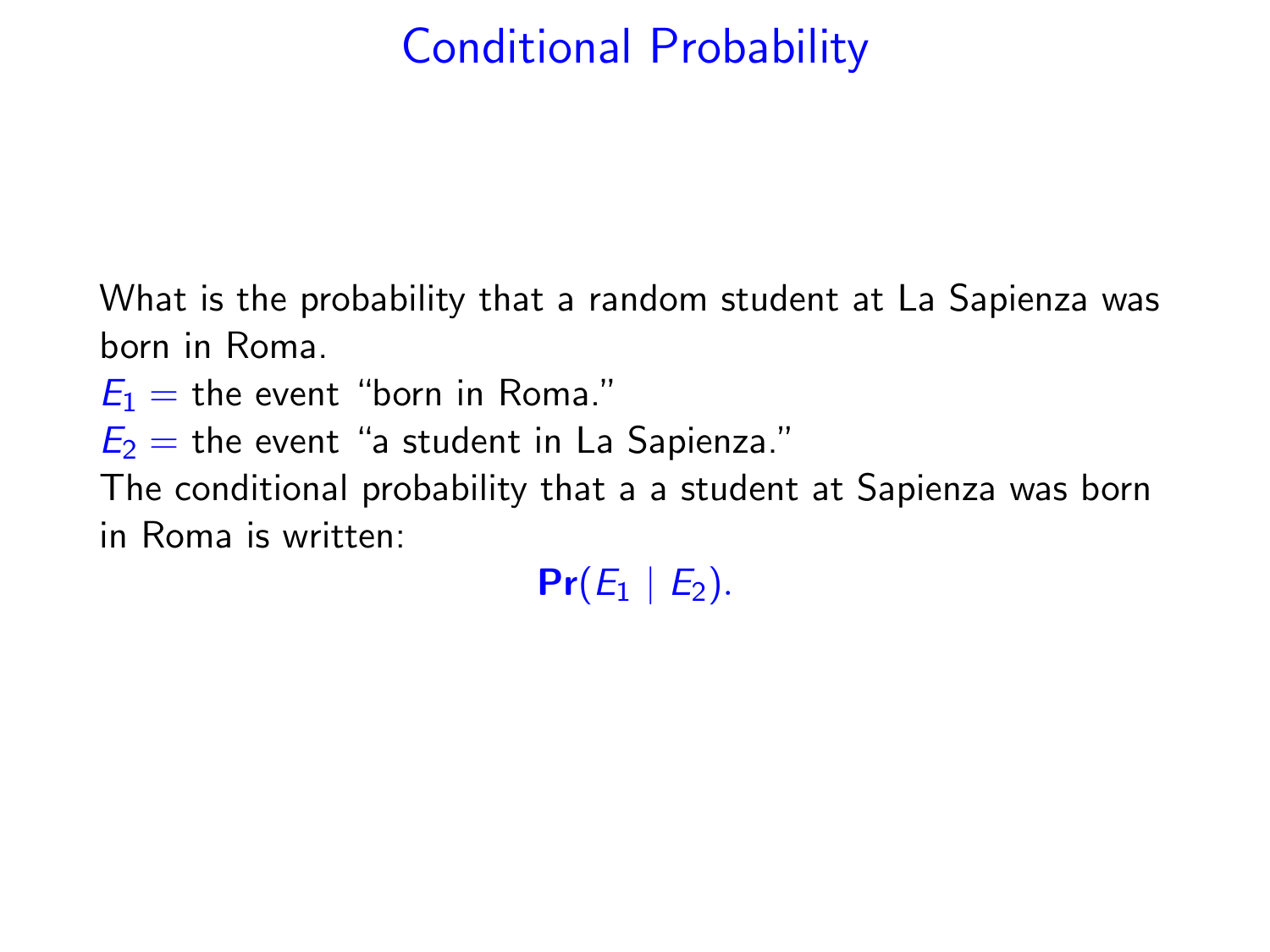# Conditional Probability

What is the probability that a random student at La Sapienza was born in Roma.

$E_1$ = the event "born in Roma."

$E_2$ = the event "a student in La Sapienza."

The conditional probability that a a student at Sapienza was born in Roma is written:

$$\mathbf{Pr}(E_1 \mid E_2).$$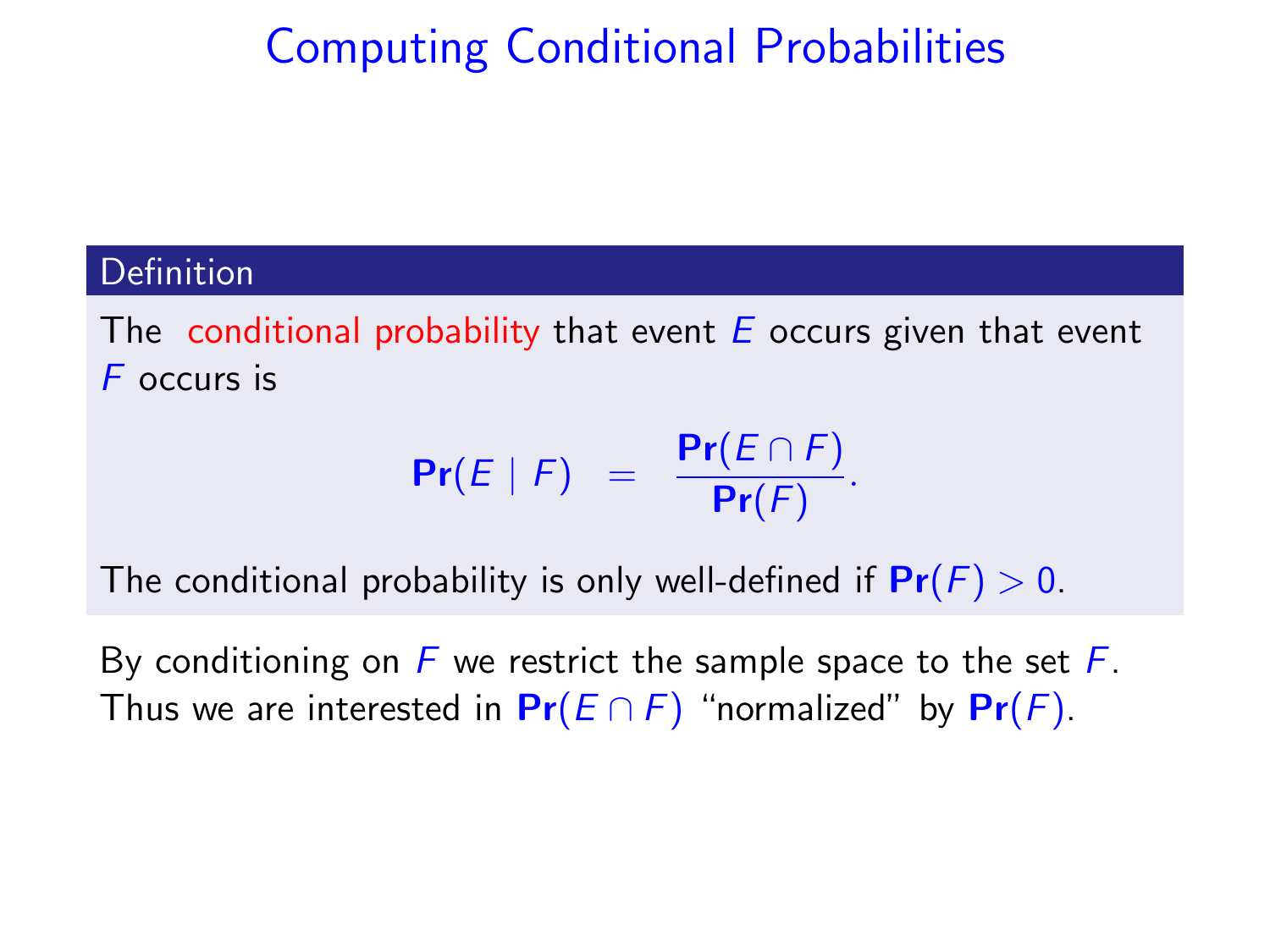# Computing Conditional Probabilities

**Definition**

The conditional probability that event $E$ occurs given that event $F$ occurs is

$$\mathbf{Pr}(E \mid F) \;=\; \frac{\mathbf{Pr}(E \cap F)}{\mathbf{Pr}(F)}.$$

The conditional probability is only well-defined if $\mathbf{Pr}(F) > 0$.

By conditioning on $F$ we restrict the sample space to the set $F$. Thus we are interested in $\mathbf{Pr}(E \cap F)$ "normalized" by $\mathbf{Pr}(F)$.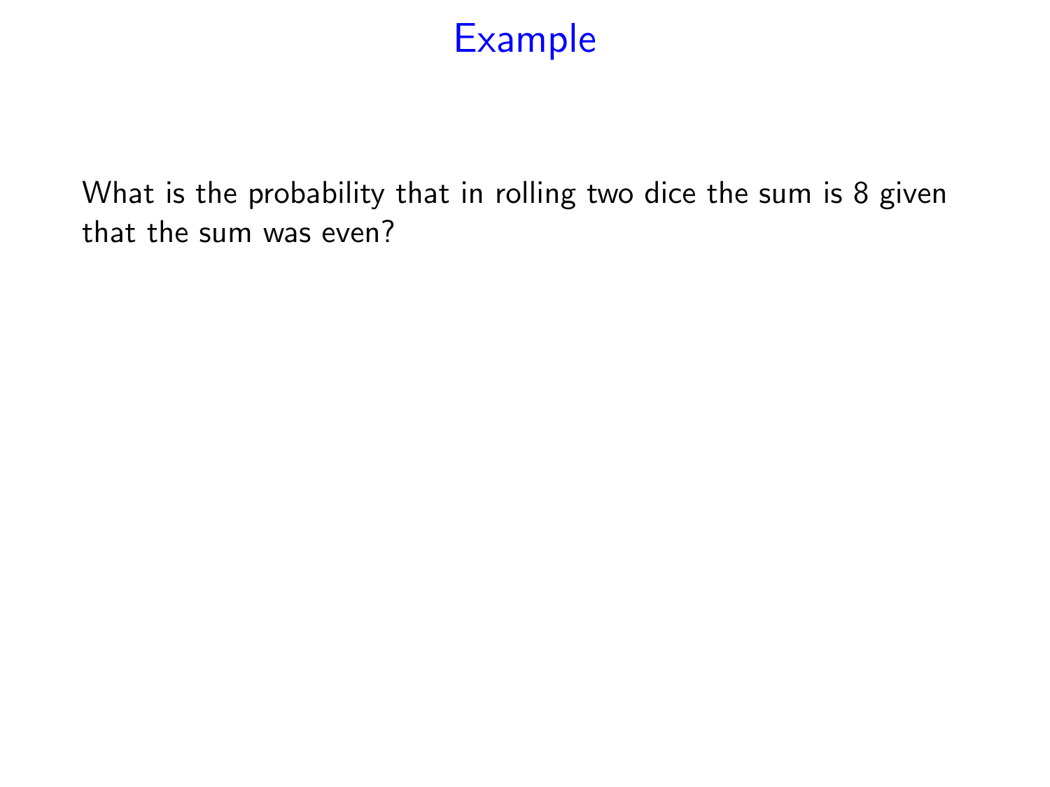# Example

What is the probability that in rolling two dice the sum is 8 given that the sum was even?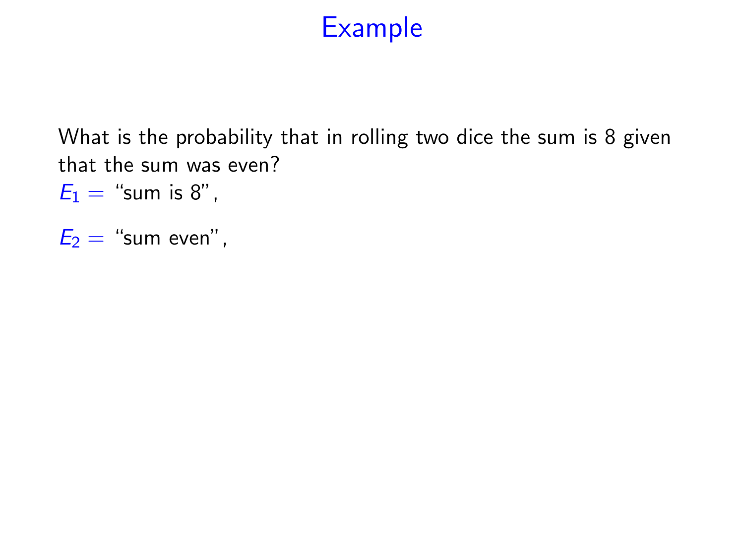# Example

What is the probability that in rolling two dice the sum is 8 given that the sum was even?

$E_1 =$ "sum is 8",

$E_2 =$ "sum even",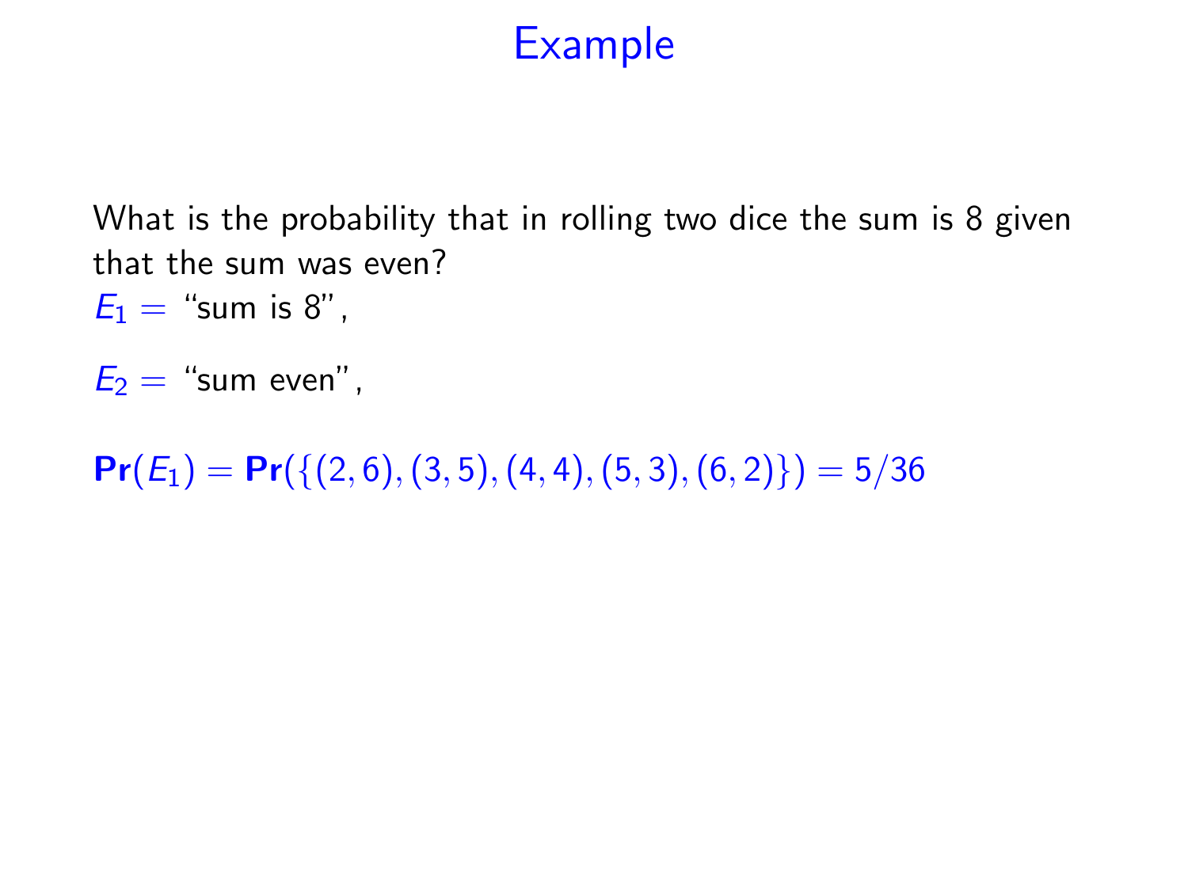# Example

What is the probability that in rolling two dice the sum is 8 given that the sum was even?

$E_1 =$ "sum is 8",

$E_2 =$ "sum even",

$\mathbf{Pr}(E_1) = \mathbf{Pr}(\{(2,6),(3,5),(4,4),(5,3),(6,2)\}) = 5/36$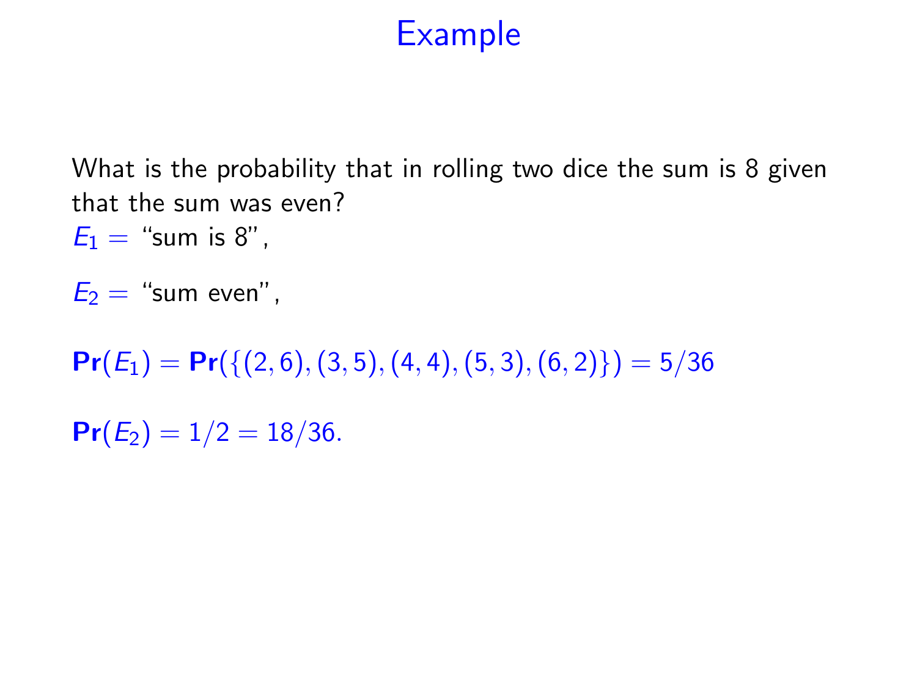# Example

What is the probability that in rolling two dice the sum is 8 given that the sum was even?

$E_1 =$ "sum is 8",

$E_2 =$ "sum even",

$\mathbf{Pr}(E_1) = \mathbf{Pr}(\{(2,6),(3,5),(4,4),(5,3),(6,2)\}) = 5/36$

$\mathbf{Pr}(E_2) = 1/2 = 18/36.$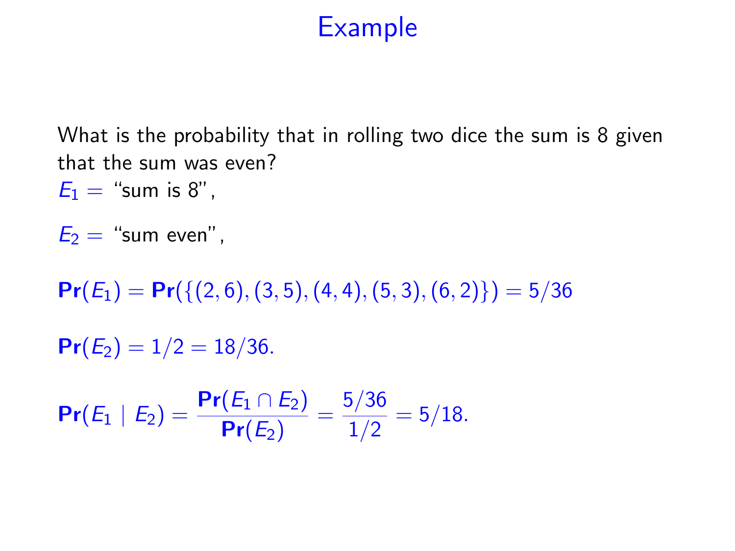# Example

What is the probability that in rolling two dice the sum is 8 given that the sum was even?

$E_1 =$ "sum is 8",

$E_2 =$ "sum even",

$$\mathbf{Pr}(E_1) = \mathbf{Pr}(\{(2,6),(3,5),(4,4),(5,3),(6,2)\}) = 5/36$$

$$\mathbf{Pr}(E_2) = 1/2 = 18/36.$$

$$\mathbf{Pr}(E_1 \mid E_2) = \frac{\mathbf{Pr}(E_1 \cap E_2)}{\mathbf{Pr}(E_2)} = \frac{5/36}{1/2} = 5/18.$$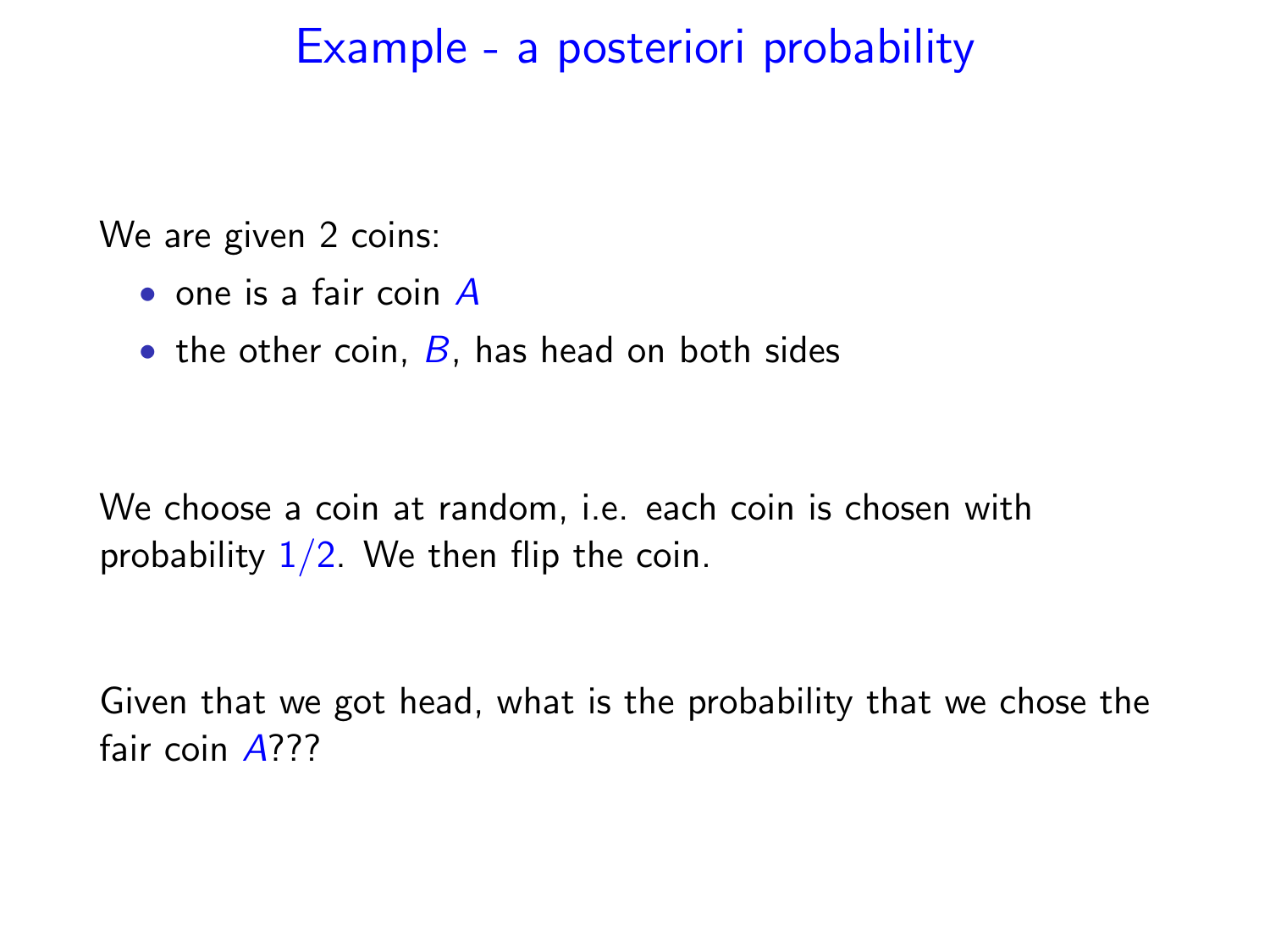# Example - a posteriori probability

We are given 2 coins:

- one is a fair coin $A$
- the other coin, $B$, has head on both sides

We choose a coin at random, i.e. each coin is chosen with probability $1/2$. We then flip the coin.

Given that we got head, what is the probability that we chose the fair coin $A$???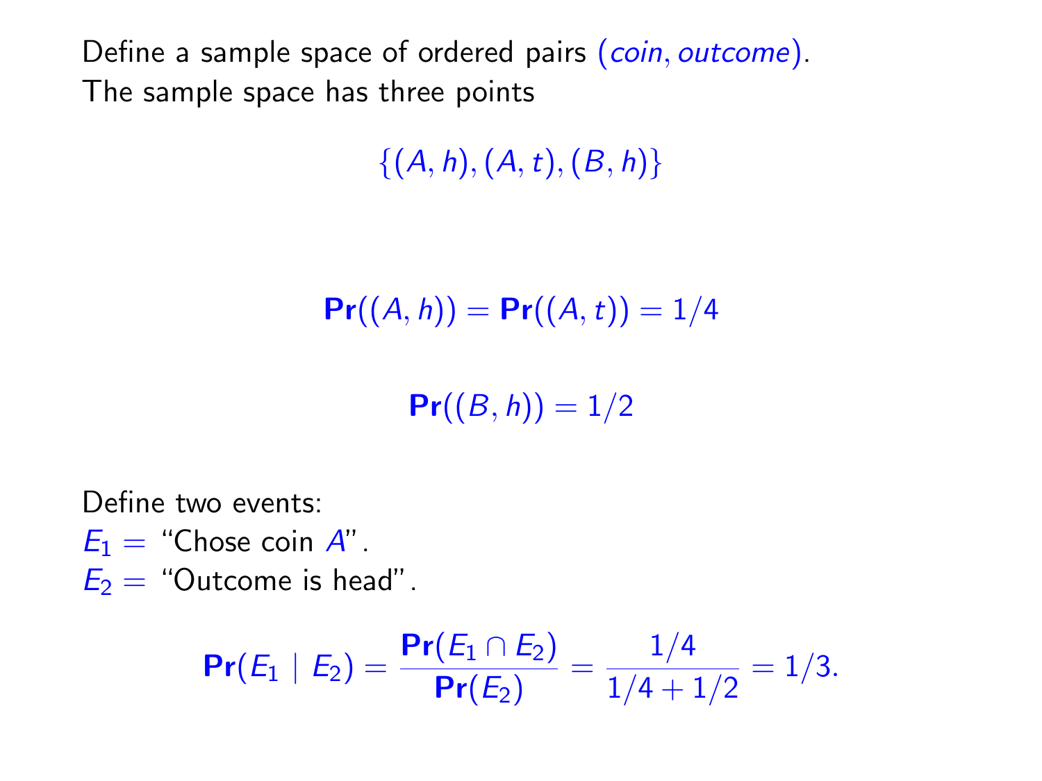Define a sample space of ordered pairs (*coin*, *outcome*).
The sample space has three points

$$\{(A, h), (A, t), (B, h)\}$$

$$\mathbf{Pr}((A, h)) = \mathbf{Pr}((A, t)) = 1/4$$

$$\mathbf{Pr}((B, h)) = 1/2$$

Define two events:
$E_1 =$ "Chose coin $A$".
$E_2 =$ "Outcome is head".

$$\mathbf{Pr}(E_1 \mid E_2) = \frac{\mathbf{Pr}(E_1 \cap E_2)}{\mathbf{Pr}(E_2)} = \frac{1/4}{1/4 + 1/2} = 1/3.$$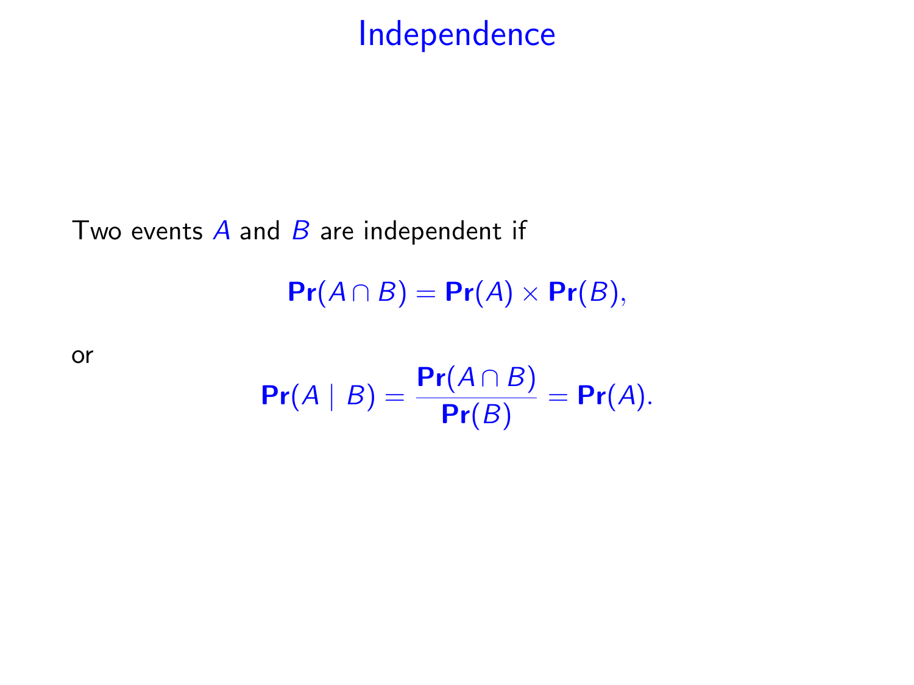# Independence

Two events $A$ and $B$ are independent if

$$\mathbf{Pr}(A \cap B) = \mathbf{Pr}(A) \times \mathbf{Pr}(B),$$

or

$$\mathbf{Pr}(A \mid B) = \frac{\mathbf{Pr}(A \cap B)}{\mathbf{Pr}(B)} = \mathbf{Pr}(A).$$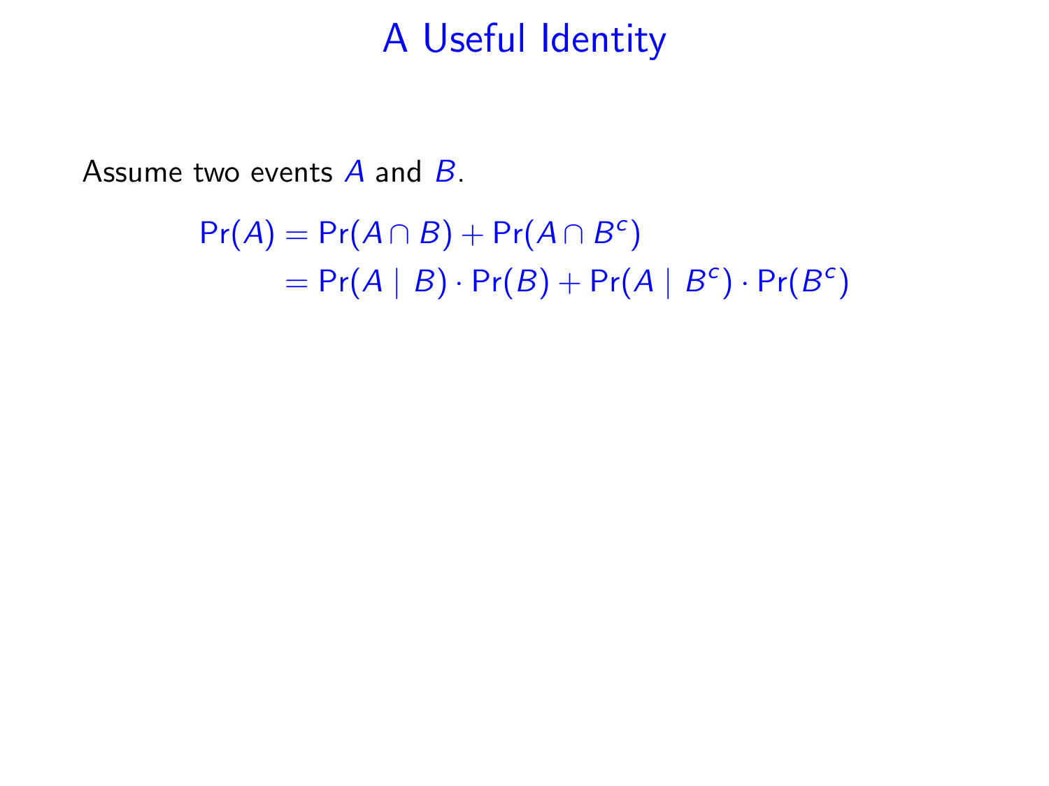# A Useful Identity

Assume two events $A$ and $B$.

$$
\begin{aligned}
\Pr(A) &= \Pr(A \cap B) + \Pr(A \cap B^c) \\
&= \Pr(A \mid B) \cdot \Pr(B) + \Pr(A \mid B^c) \cdot \Pr(B^c)
\end{aligned}
$$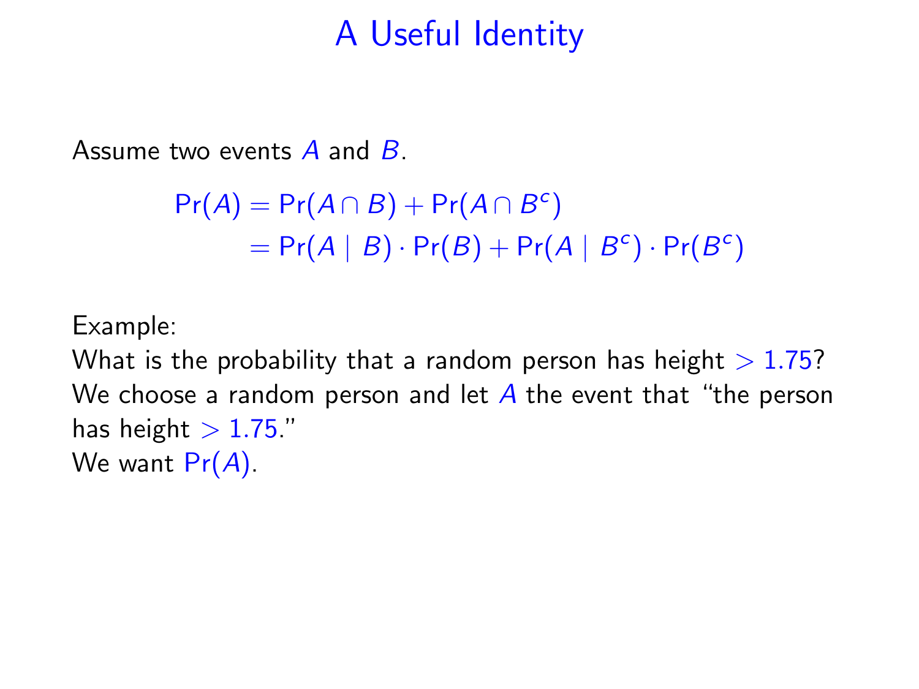# A Useful Identity

Assume two events $A$ and $B$.

$$
\begin{aligned}
\Pr(A) &= \Pr(A \cap B) + \Pr(A \cap B^c) \\
&= \Pr(A \mid B) \cdot \Pr(B) + \Pr(A \mid B^c) \cdot \Pr(B^c)
\end{aligned}
$$

Example:
What is the probability that a random person has height $> 1.75$?
We choose a random person and let $A$ the event that "the person has height $> 1.75$."
We want $\Pr(A)$.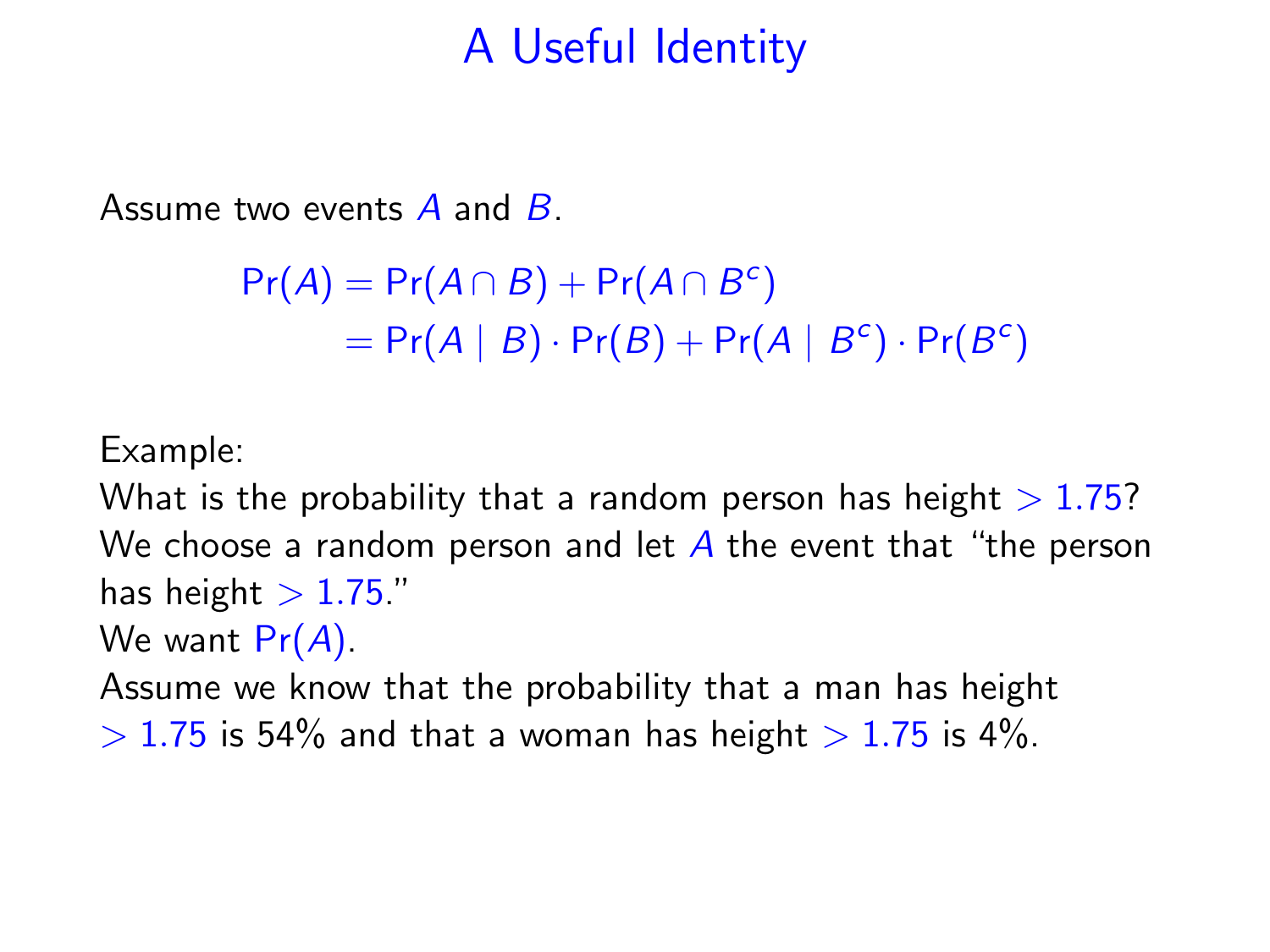# A Useful Identity

Assume two events $A$ and $B$.

$$
\begin{aligned}
\Pr(A) &= \Pr(A \cap B) + \Pr(A \cap B^c) \\
&= \Pr(A \mid B) \cdot \Pr(B) + \Pr(A \mid B^c) \cdot \Pr(B^c)
\end{aligned}
$$

Example:
What is the probability that a random person has height $> 1.75$?
We choose a random person and let $A$ the event that "the person has height $> 1.75$."
We want $\Pr(A)$.
Assume we know that the probability that a man has height $> 1.75$ is 54% and that a woman has height $> 1.75$ is 4%.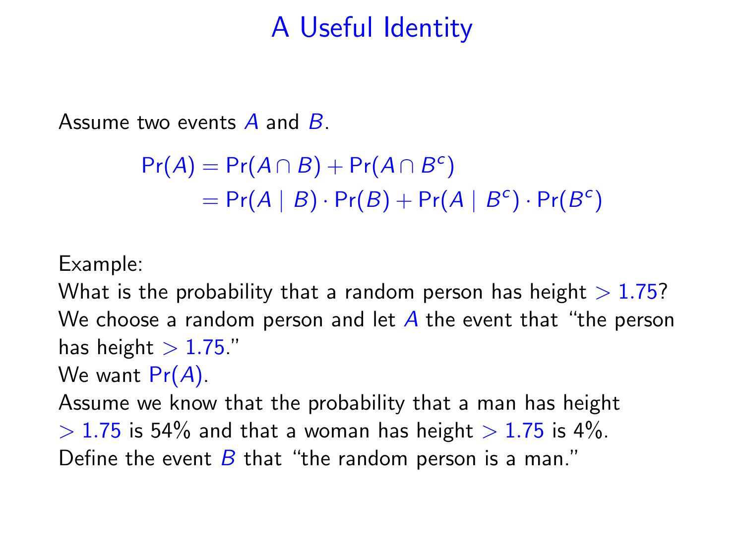# A Useful Identity

Assume two events $A$ and $B$.

$$
\begin{aligned}
\Pr(A) &= \Pr(A \cap B) + \Pr(A \cap B^c) \\
&= \Pr(A \mid B) \cdot \Pr(B) + \Pr(A \mid B^c) \cdot \Pr(B^c)
\end{aligned}
$$

Example:
What is the probability that a random person has height $> 1.75$?
We choose a random person and let $A$ the event that "the person has height $> 1.75$."
We want $\Pr(A)$.
Assume we know that the probability that a man has height $> 1.75$ is 54% and that a woman has height $> 1.75$ is 4%.
Define the event $B$ that "the random person is a man."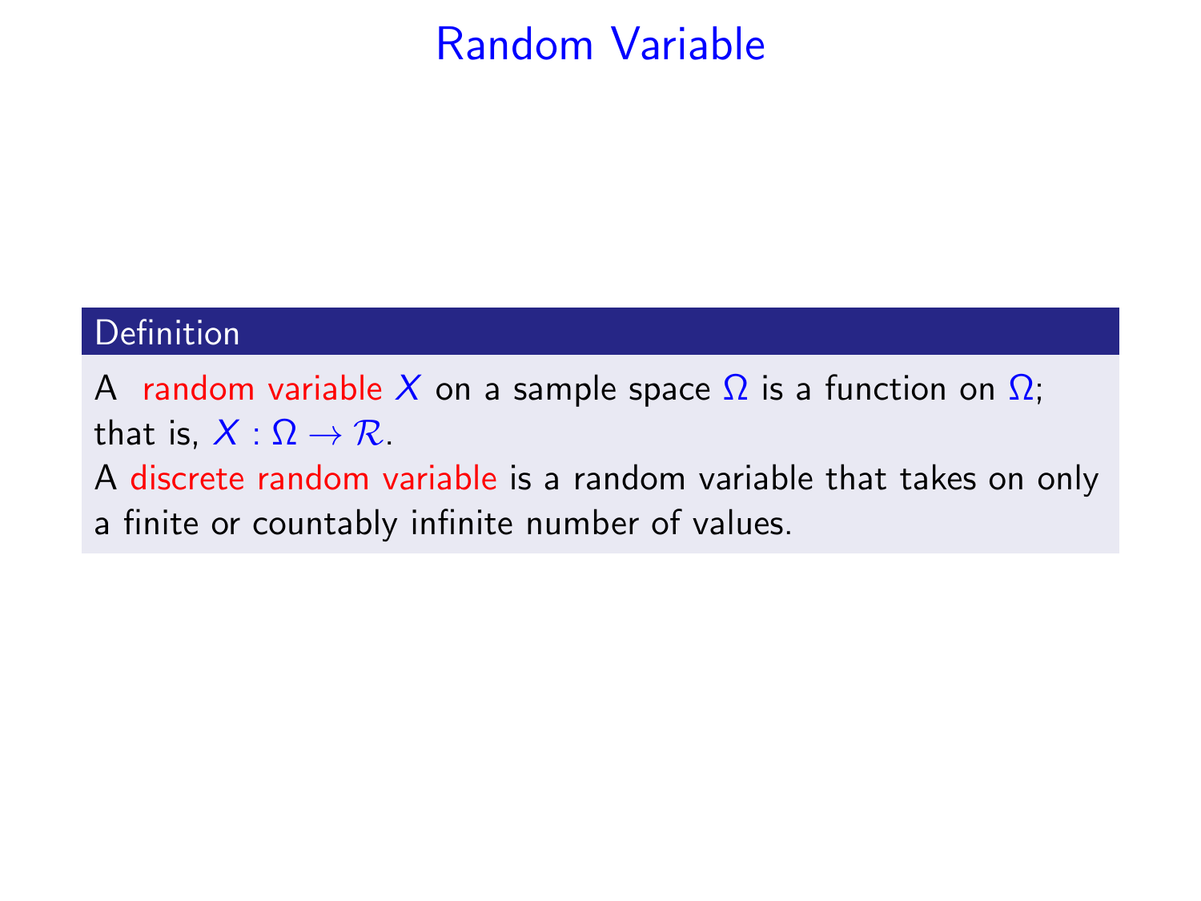# Random Variable

**Definition**

A random variable $X$ on a sample space $\Omega$ is a function on $\Omega$; that is, $X : \Omega \to \mathcal{R}$.

A discrete random variable is a random variable that takes on only a finite or countably infinite number of values.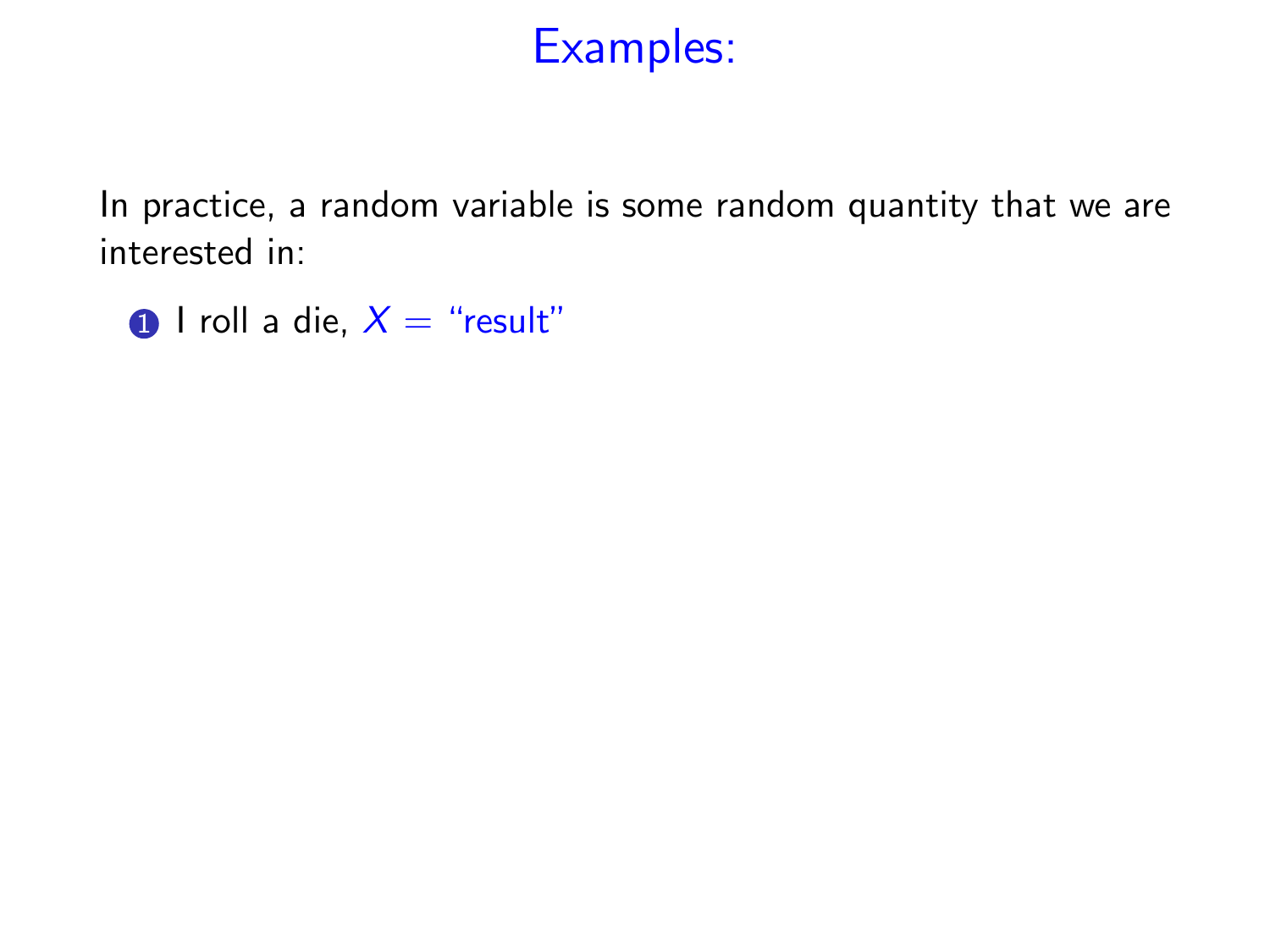# Examples:

In practice, a random variable is some random quantity that we are interested in:

1. I roll a die, $X =$ "result"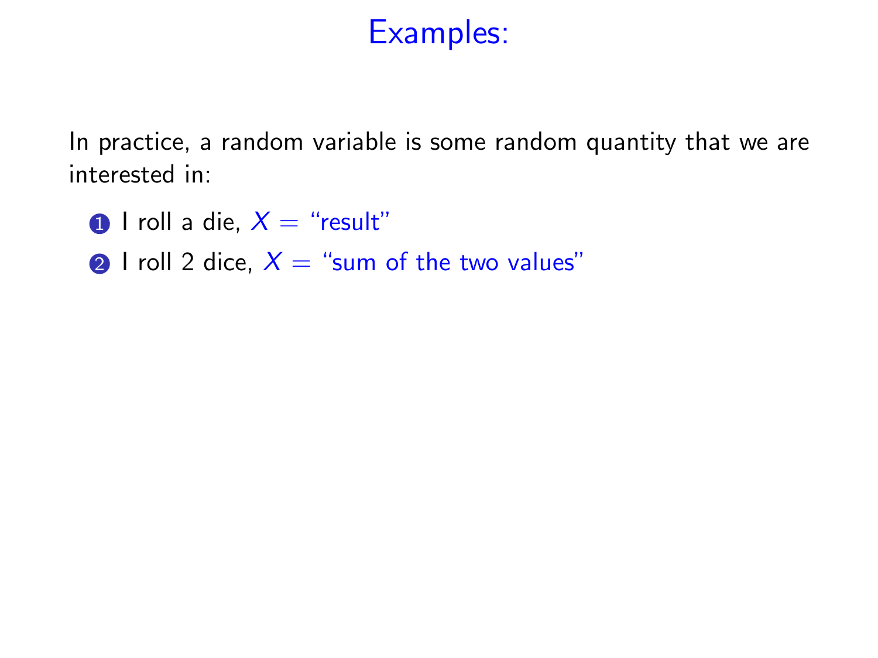# Examples:

In practice, a random variable is some random quantity that we are interested in:

1. I roll a die, $X =$ "result"
2. I roll 2 dice, $X =$ "sum of the two values"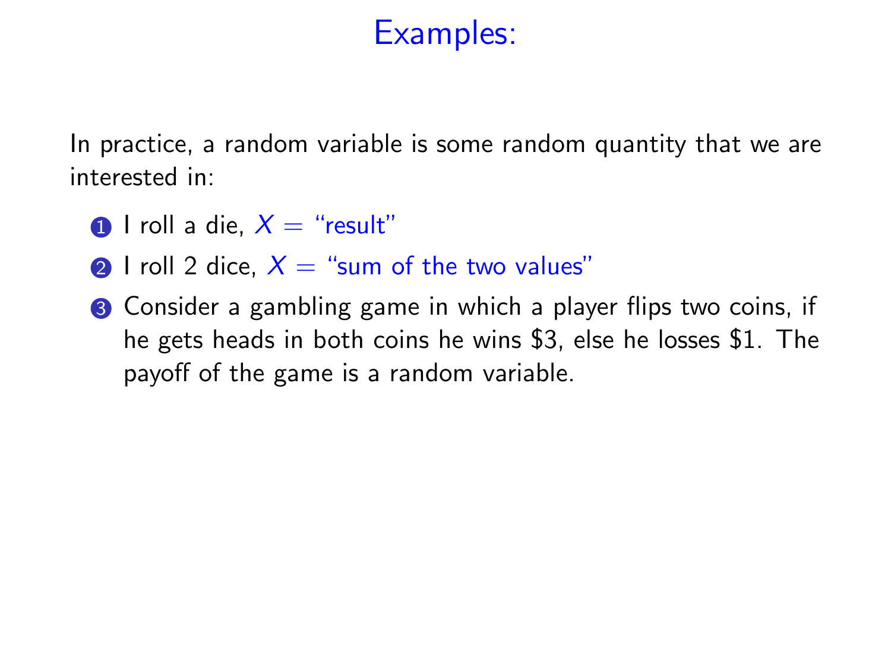# Examples:

In practice, a random variable is some random quantity that we are interested in:

1. I roll a die, $X =$ "result"
2. I roll 2 dice, $X =$ "sum of the two values"
3. Consider a gambling game in which a player flips two coins, if he gets heads in both coins he wins $3, else he losses $1. The payoff of the game is a random variable.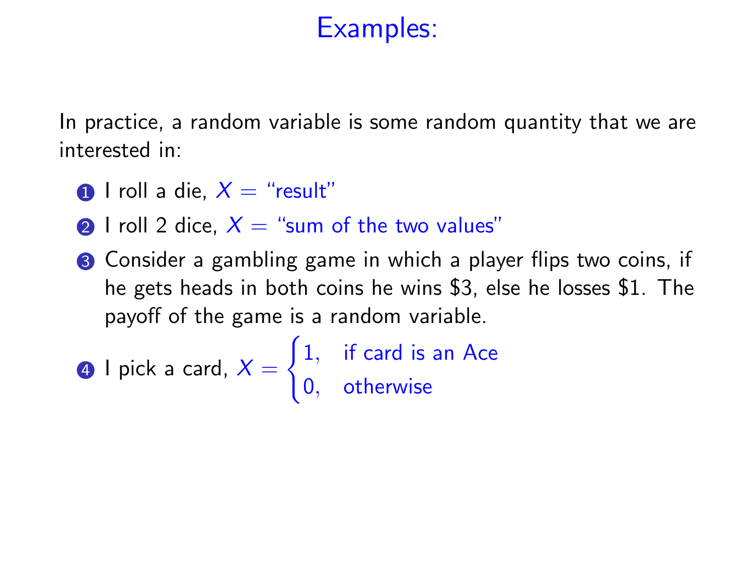# Examples:

In practice, a random variable is some random quantity that we are interested in:

1. I roll a die, $X =$ "result"
2. I roll 2 dice, $X =$ "sum of the two values"
3. Consider a gambling game in which a player flips two coins, if he gets heads in both coins he wins \$3, else he losses \$1. The payoff of the game is a random variable.
4. I pick a card, $X = \begin{cases} 1, & \text{if card is an Ace} \\ 0, & \text{otherwise} \end{cases}$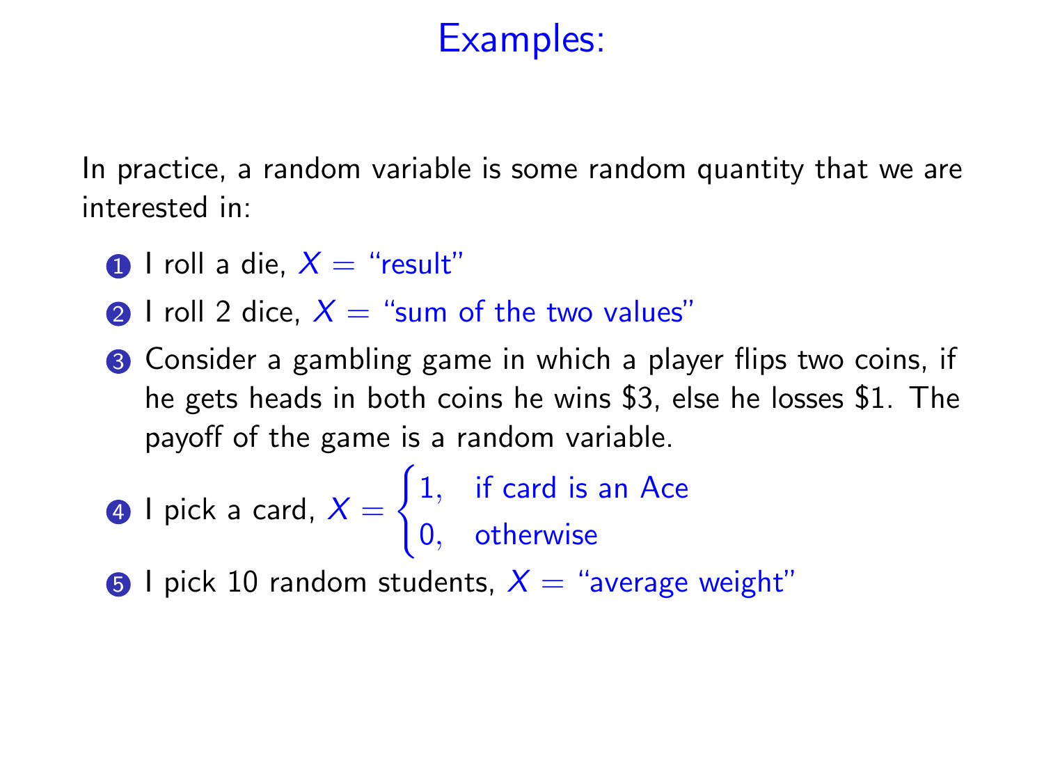# Examples:

In practice, a random variable is some random quantity that we are interested in:

1. I roll a die, $X =$ "result"
2. I roll 2 dice, $X =$ "sum of the two values"
3. Consider a gambling game in which a player flips two coins, if he gets heads in both coins he wins $3, else he losses $1. The payoff of the game is a random variable.
4. I pick a card, $X = \begin{cases} 1, & \text{if card is an Ace} \\ 0, & \text{otherwise} \end{cases}$
5. I pick 10 random students, $X =$ "average weight"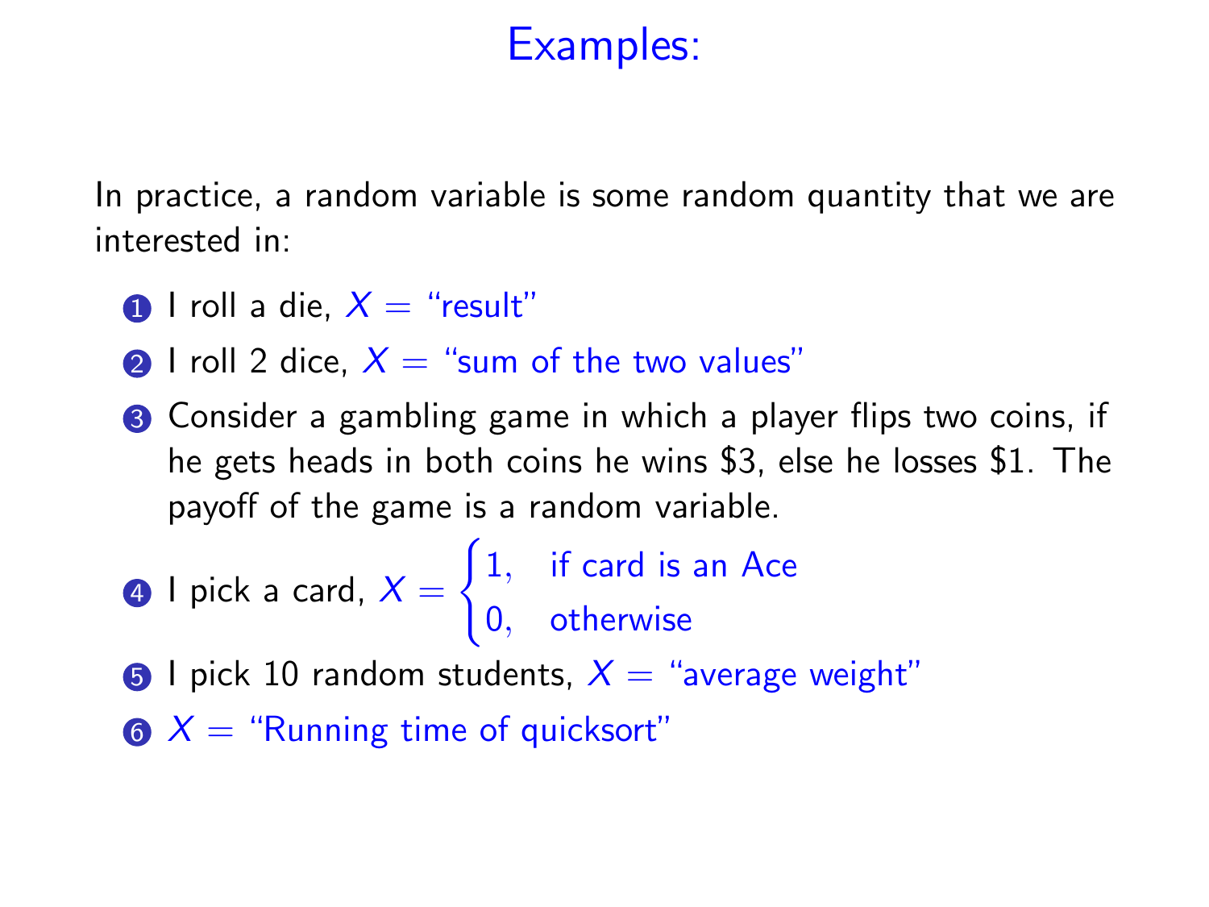# Examples:

In practice, a random variable is some random quantity that we are interested in:

1. I roll a die, $X =$ "result"
2. I roll 2 dice, $X =$ "sum of the two values"
3. Consider a gambling game in which a player flips two coins, if he gets heads in both coins he wins $3, else he losses $1. The payoff of the game is a random variable.
4. I pick a card, $X = \begin{cases} 1, & \text{if card is an Ace} \\ 0, & \text{otherwise} \end{cases}$
5. I pick 10 random students, $X =$ "average weight"
6. $X =$ "Running time of quicksort"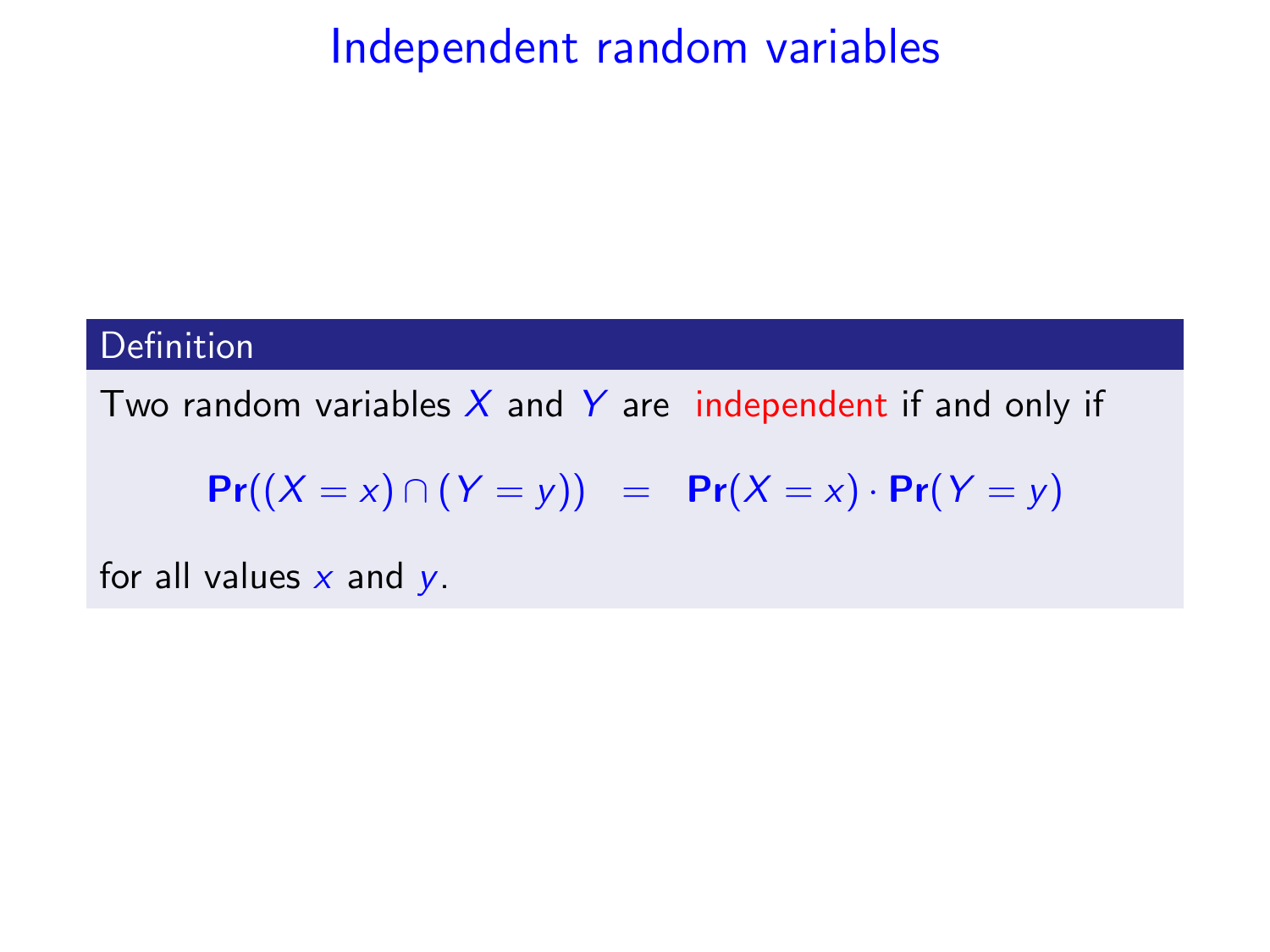# Independent random variables

**Definition**

Two random variables $X$ and $Y$ are independent if and only if

$$\mathbf{Pr}((X = x) \cap (Y = y)) \quad = \quad \mathbf{Pr}(X = x) \cdot \mathbf{Pr}(Y = y)$$

for all values $x$ and $y$.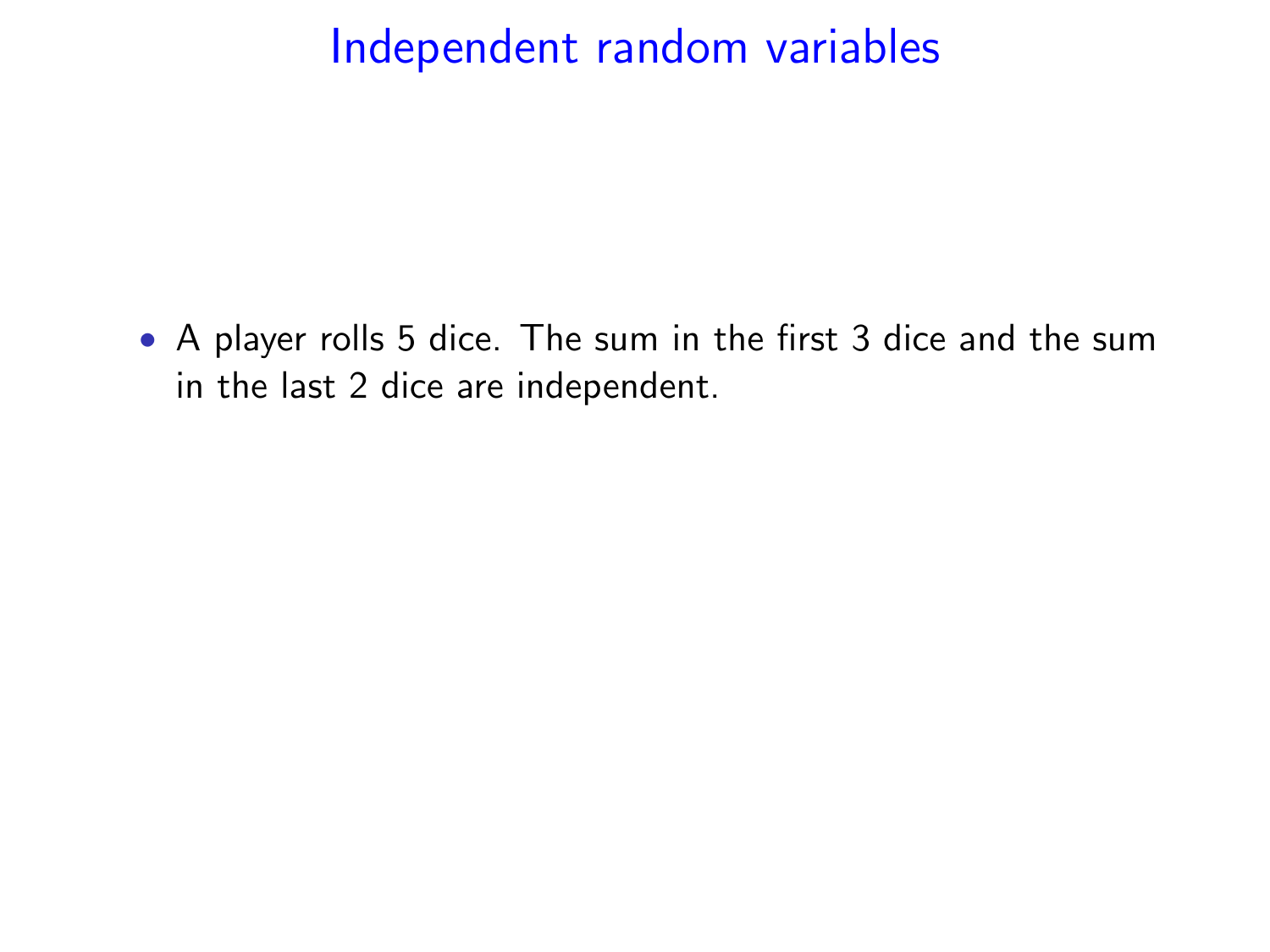# Independent random variables

- A player rolls 5 dice. The sum in the first 3 dice and the sum in the last 2 dice are independent.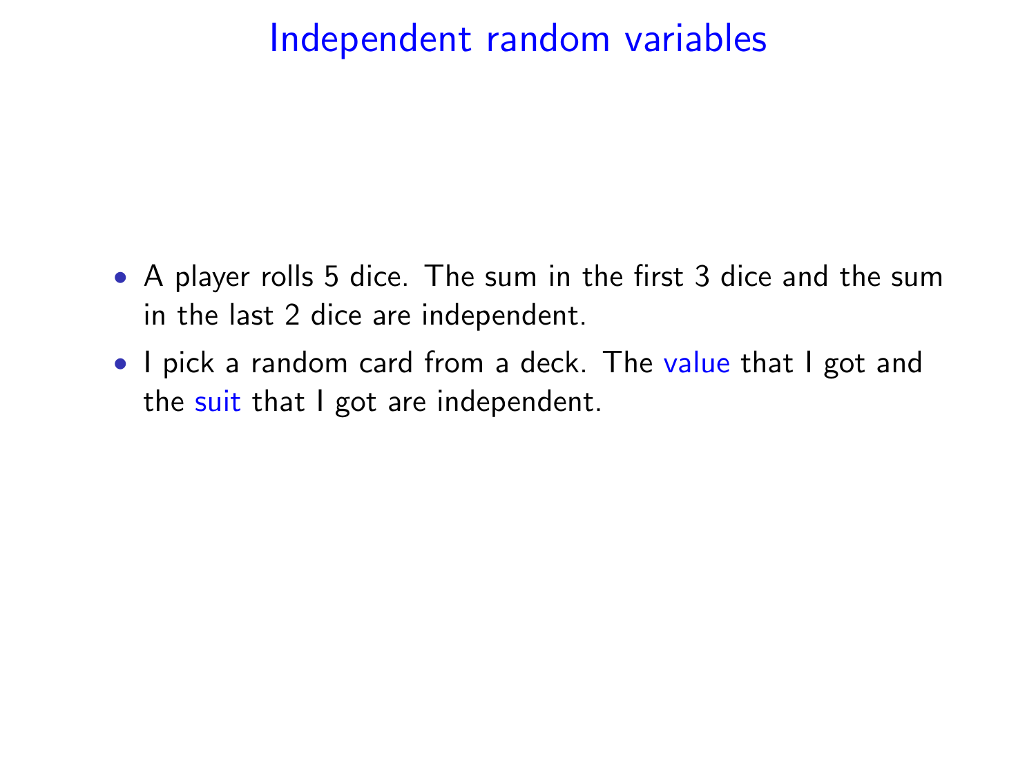# Independent random variables

- A player rolls 5 dice. The sum in the first 3 dice and the sum in the last 2 dice are independent.
- I pick a random card from a deck. The value that I got and the suit that I got are independent.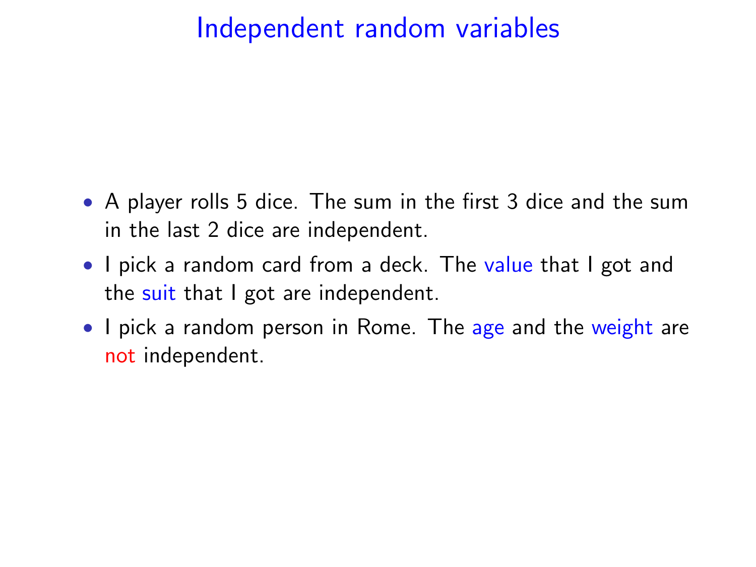# Independent random variables

- A player rolls 5 dice. The sum in the first 3 dice and the sum in the last 2 dice are independent.
- I pick a random card from a deck. The value that I got and the suit that I got are independent.
- I pick a random person in Rome. The age and the weight are not independent.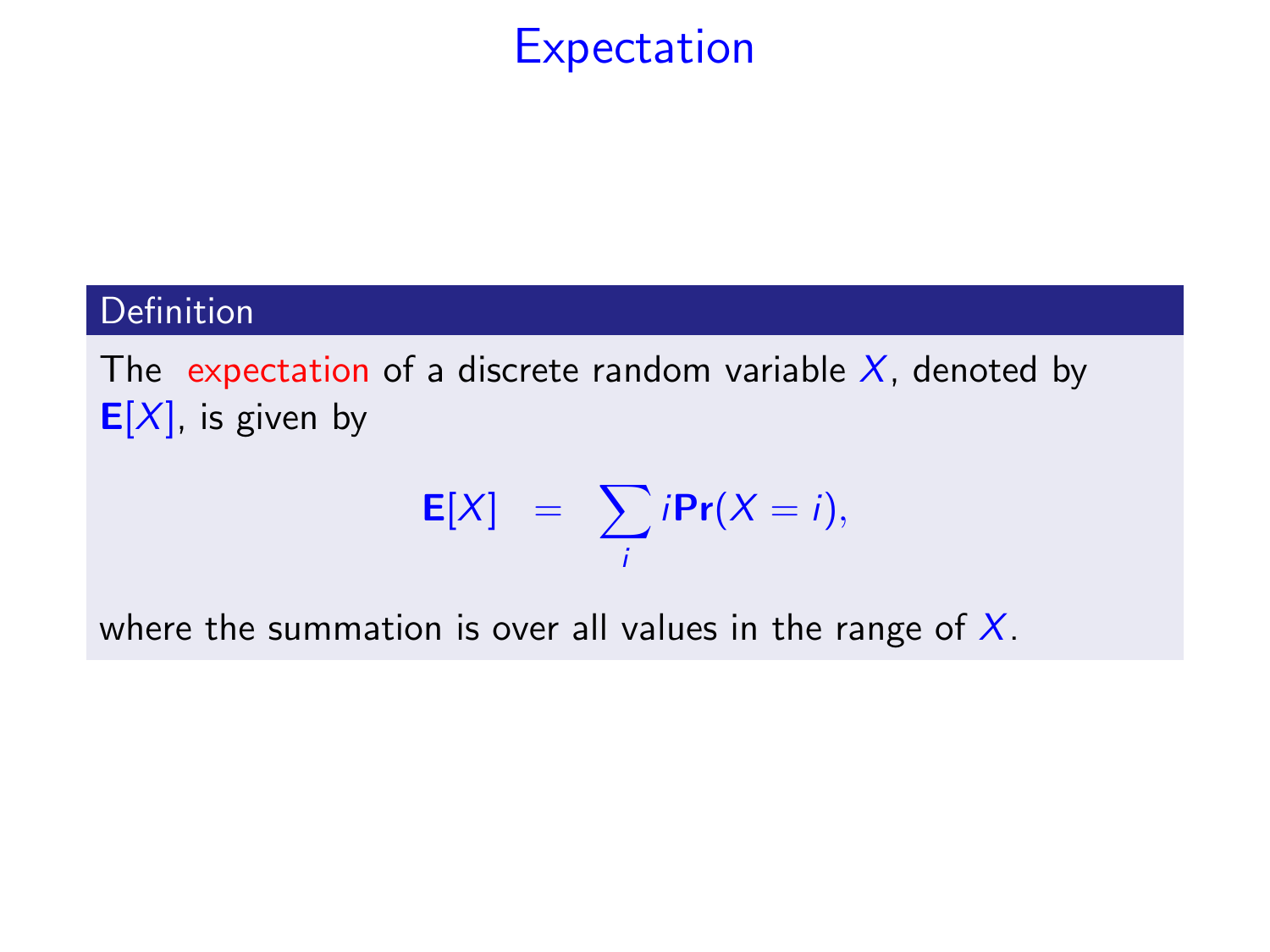# Expectation

**Definition**

The expectation of a discrete random variable $X$, denoted by $\mathbf{E}[X]$, is given by

$$\mathbf{E}[X] \;=\; \sum_i i\,\mathbf{Pr}(X = i),$$

where the summation is over all values in the range of $X$.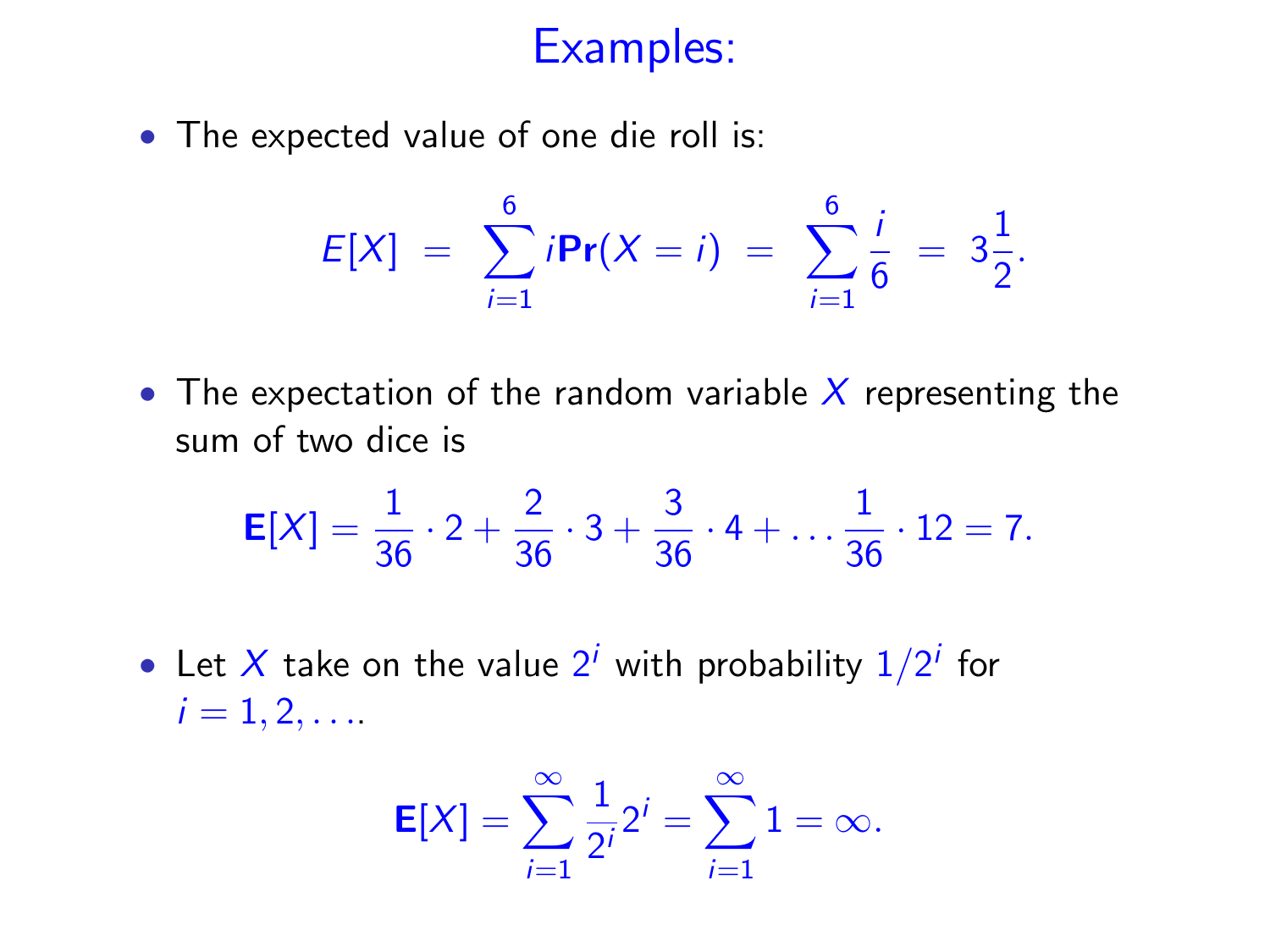# Examples:

- The expected value of one die roll is:

$$E[X] = \sum_{i=1}^{6} i\mathbf{Pr}(X = i) = \sum_{i=1}^{6} \frac{i}{6} = 3\frac{1}{2}.$$

- The expectation of the random variable $X$ representing the sum of two dice is

$$\mathbf{E}[X] = \frac{1}{36} \cdot 2 + \frac{2}{36} \cdot 3 + \frac{3}{36} \cdot 4 + \ldots \frac{1}{36} \cdot 12 = 7.$$

- Let $X$ take on the value $2^i$ with probability $1/2^i$ for $i = 1, 2, \ldots$.

$$\mathbf{E}[X] = \sum_{i=1}^{\infty} \frac{1}{2^i} 2^i = \sum_{i=1}^{\infty} 1 = \infty.$$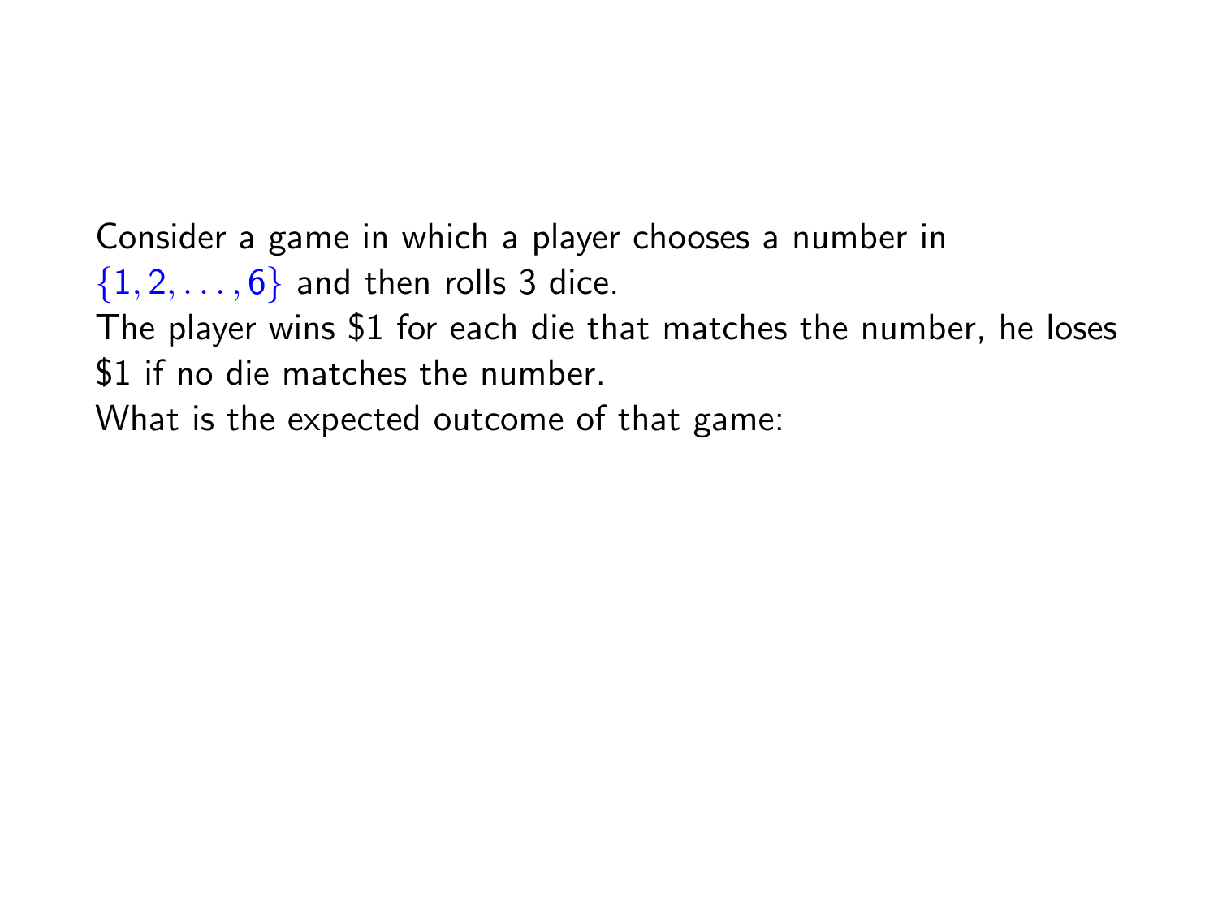Consider a game in which a player chooses a number in $\{1, 2, \ldots, 6\}$ and then rolls 3 dice.
The player wins \$1 for each die that matches the number, he loses \$1 if no die matches the number.
What is the expected outcome of that game: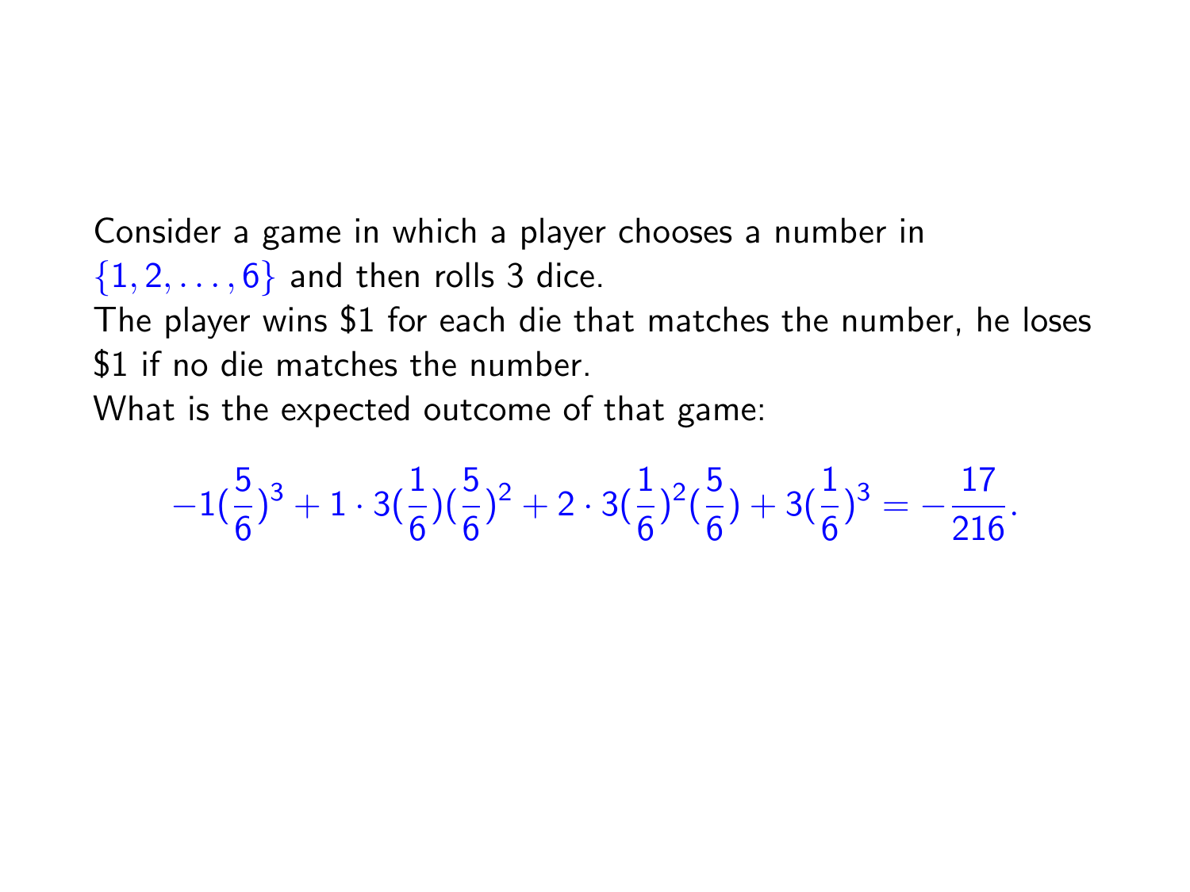Consider a game in which a player chooses a number in $\{1, 2, \ldots, 6\}$ and then rolls 3 dice.

The player wins \$1 for each die that matches the number, he loses \$1 if no die matches the number.

What is the expected outcome of that game:

$$-1(\frac{5}{6})^3 + 1 \cdot 3(\frac{1}{6})(\frac{5}{6})^2 + 2 \cdot 3(\frac{1}{6})^2(\frac{5}{6}) + 3(\frac{1}{6})^3 = -\frac{17}{216}.$$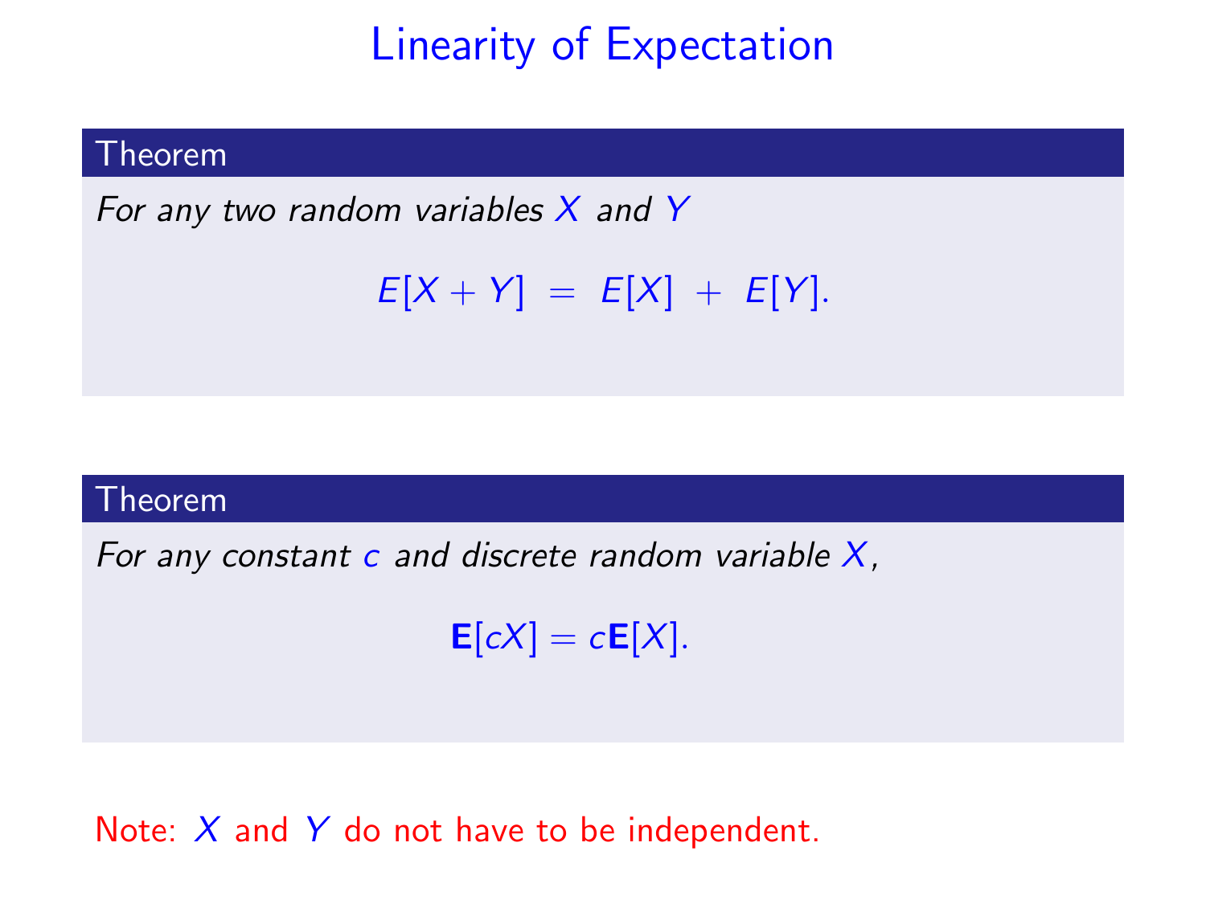# Linearity of Expectation

**Theorem**

*For any two random variables $X$ and $Y$*

$$E[X + Y] = E[X] + E[Y].$$

**Theorem**

*For any constant $c$ and discrete random variable $X$,*

$$\mathbf{E}[cX] = c\mathbf{E}[X].$$

Note: $X$ and $Y$ do not have to be independent.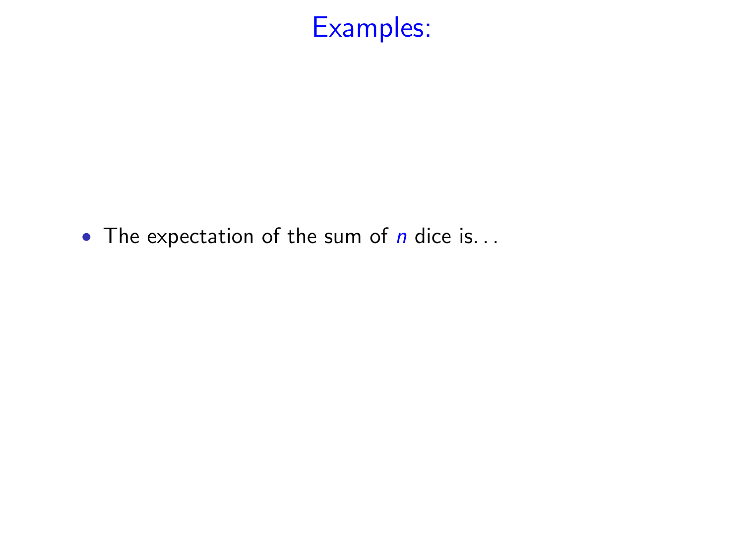# Examples:

- The expectation of the sum of $n$ dice is...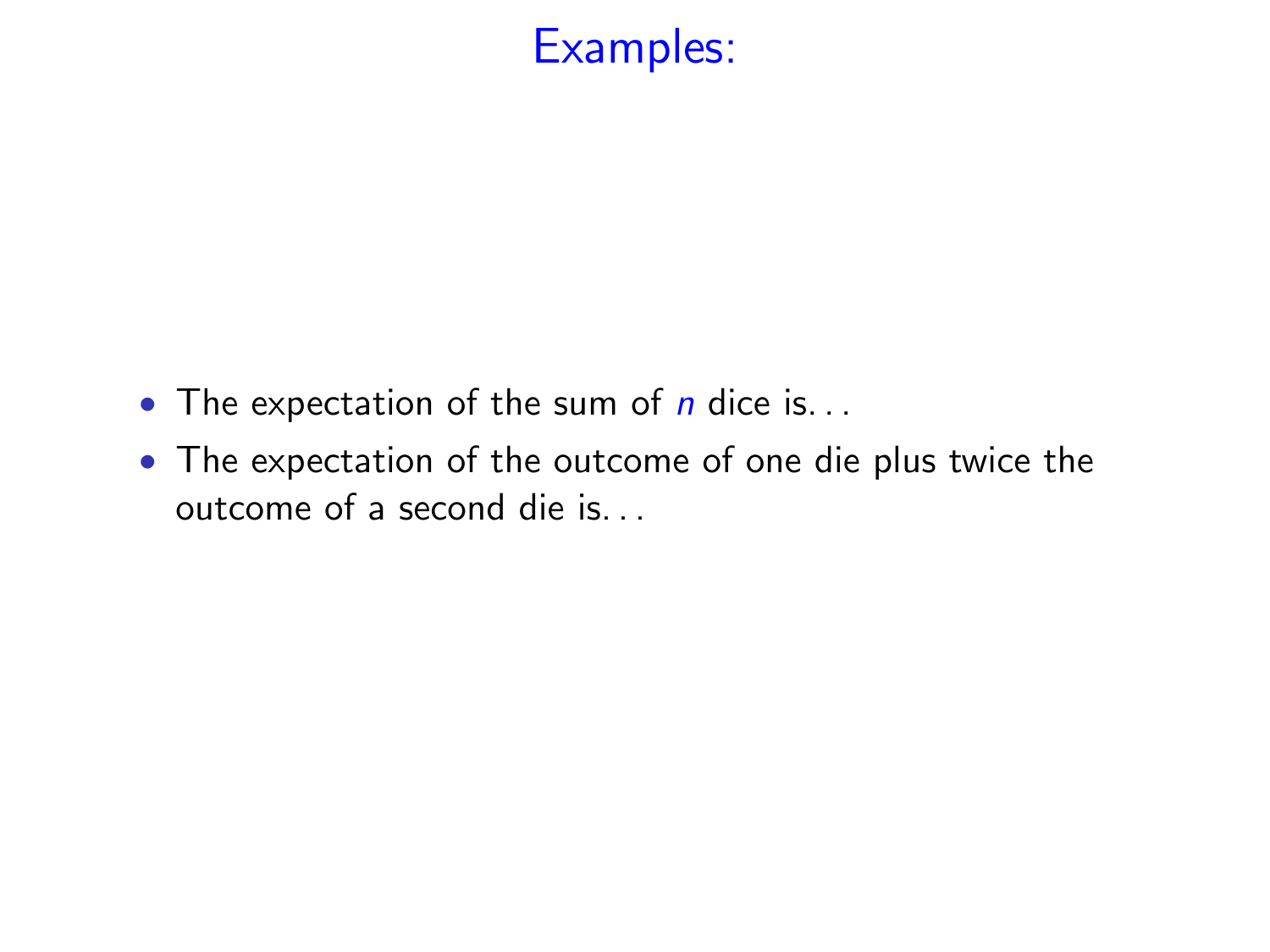# Examples:

- The expectation of the sum of $n$ dice is...
- The expectation of the outcome of one die plus twice the outcome of a second die is...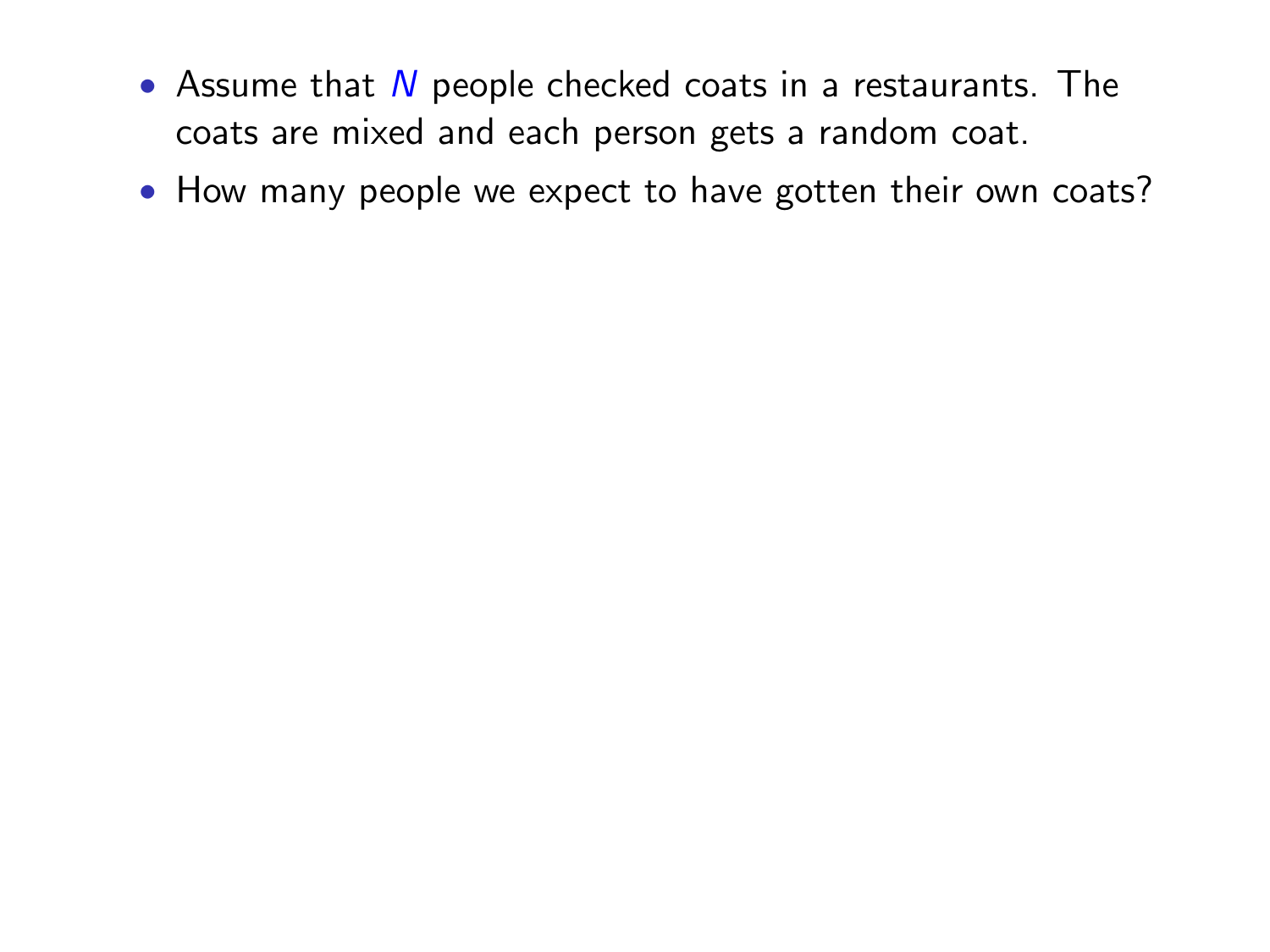- Assume that $N$ people checked coats in a restaurants. The coats are mixed and each person gets a random coat.
- How many people we expect to have gotten their own coats?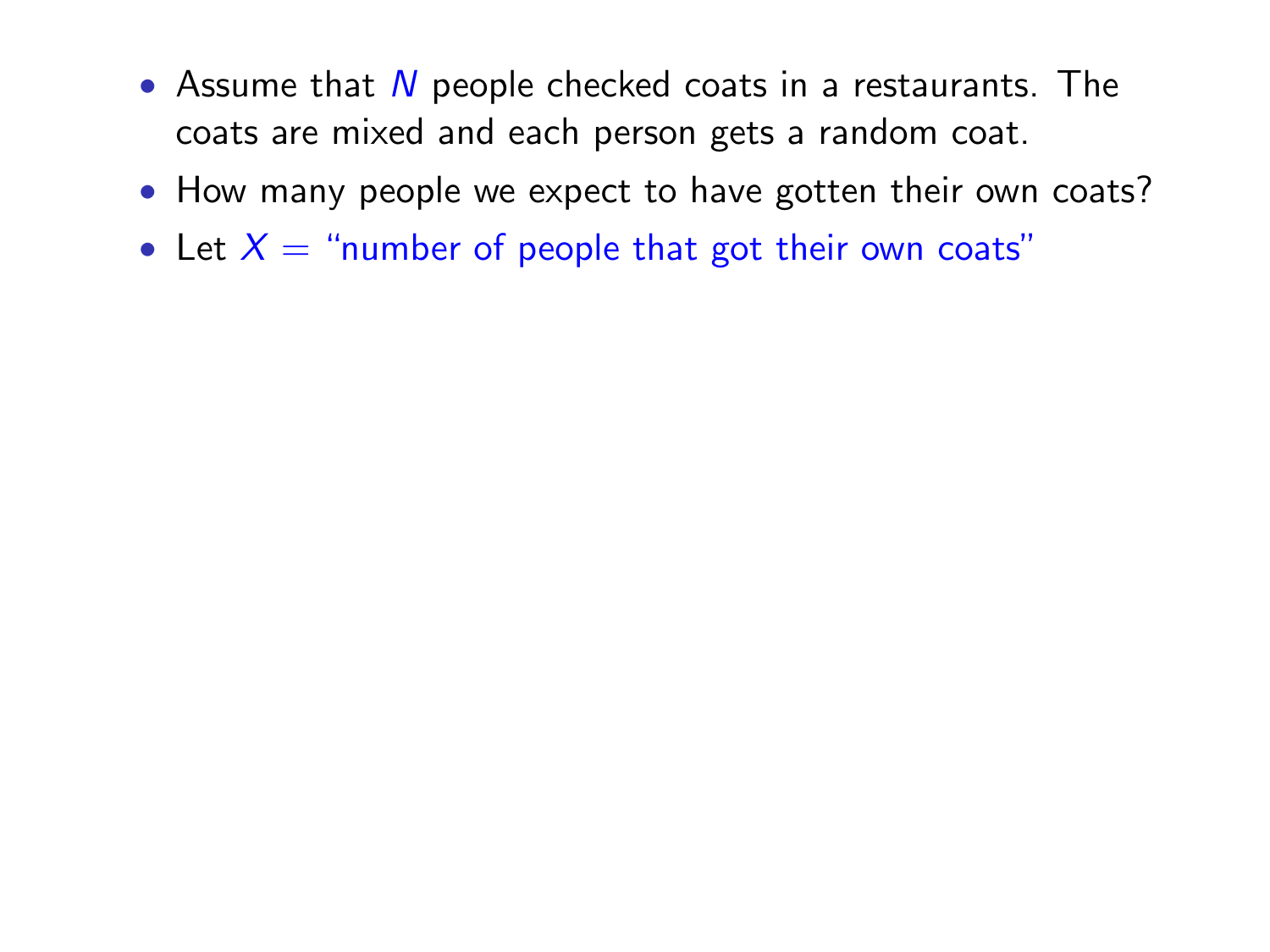- Assume that $N$ people checked coats in a restaurants. The coats are mixed and each person gets a random coat.
- How many people we expect to have gotten their own coats?
- Let $X =$ "number of people that got their own coats"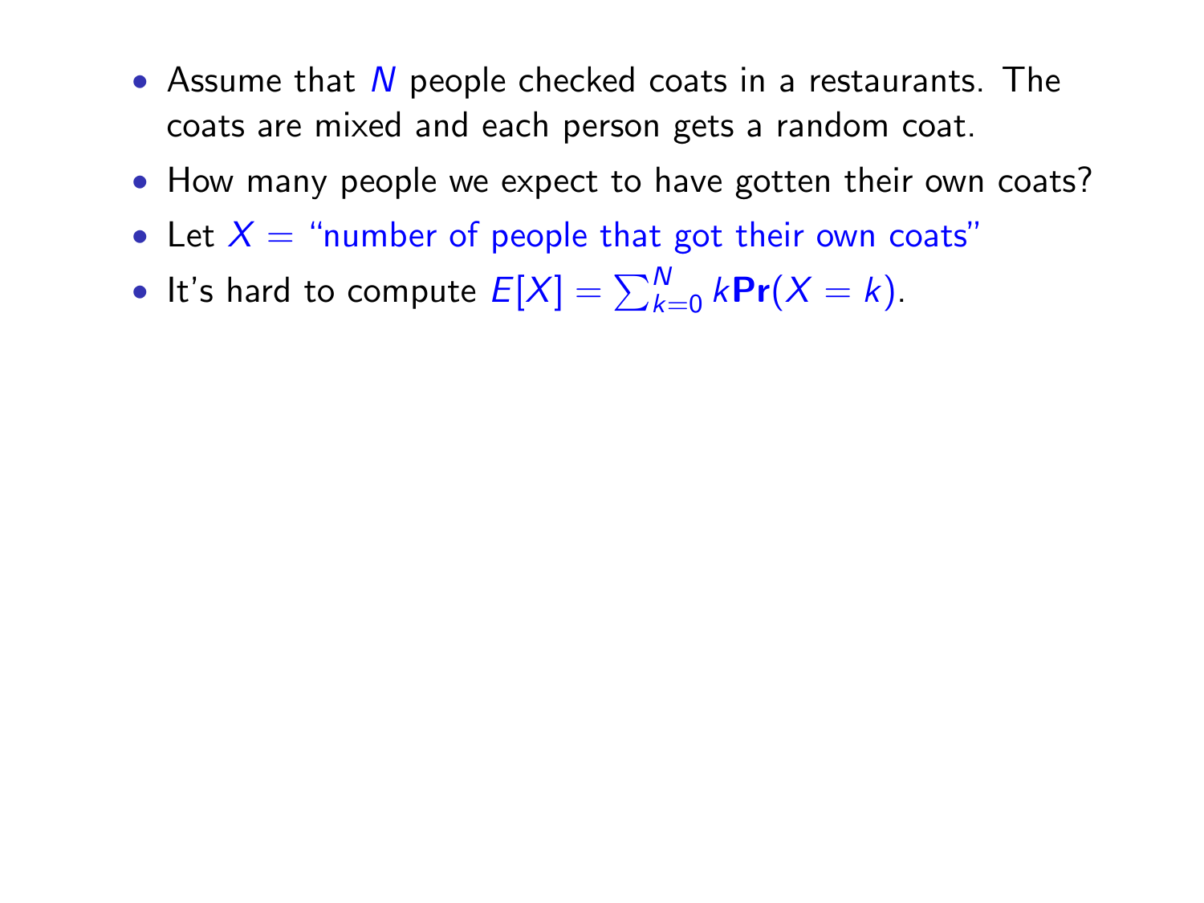- Assume that $N$ people checked coats in a restaurants. The coats are mixed and each person gets a random coat.
- How many people we expect to have gotten their own coats?
- Let $X$ = "number of people that got their own coats"
- It's hard to compute $E[X] = \sum_{k=0}^{N} k\mathbf{Pr}(X = k)$.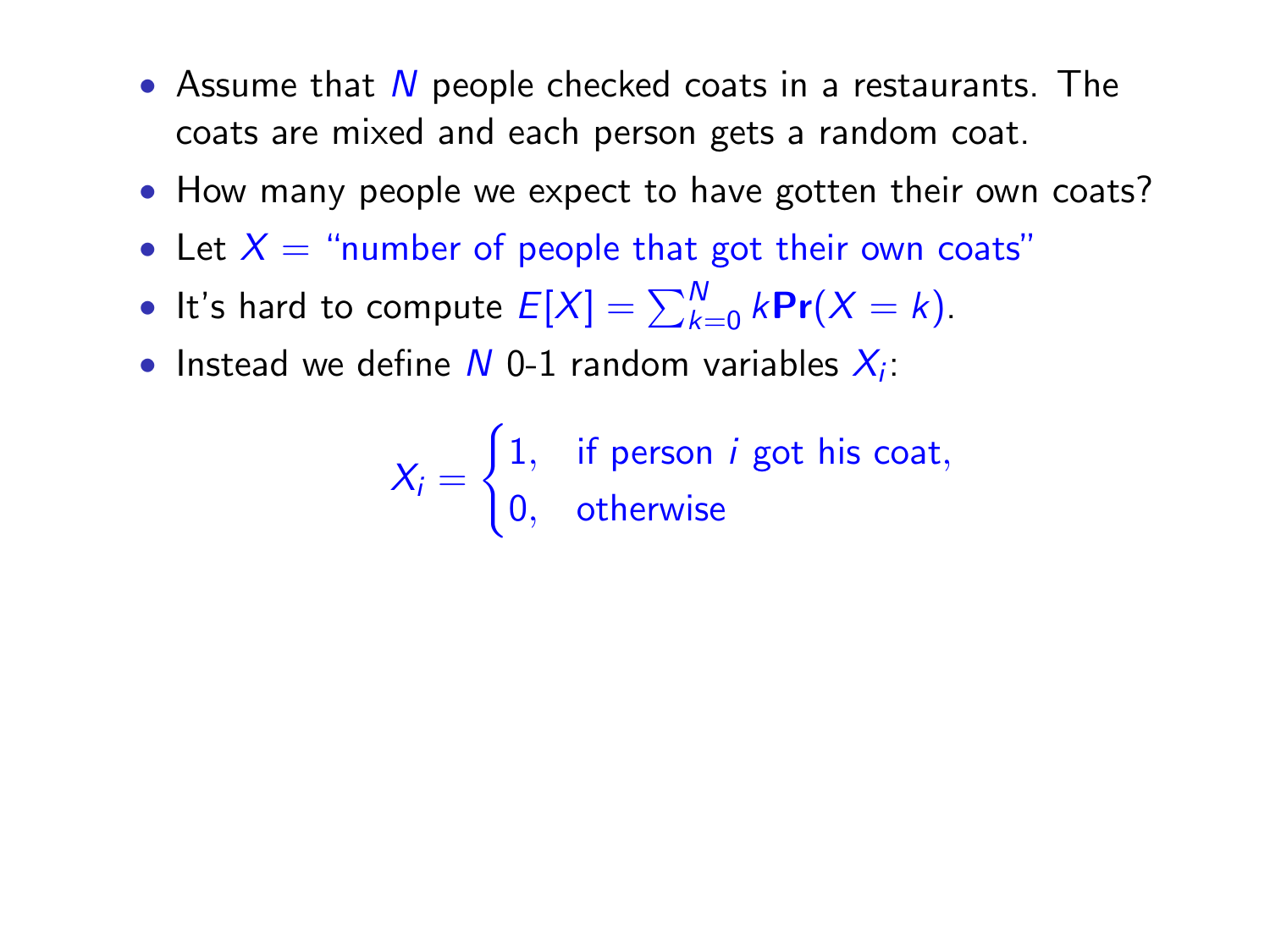- Assume that $N$ people checked coats in a restaurants. The coats are mixed and each person gets a random coat.
- How many people we expect to have gotten their own coats?
- Let $X$ = "number of people that got their own coats"
- It's hard to compute $E[X] = \sum_{k=0}^{N} k\mathbf{Pr}(X = k)$.
- Instead we define $N$ 0-1 random variables $X_i$:

$$X_i = \begin{cases} 1, & \text{if person } i \text{ got his coat,} \\ 0, & \text{otherwise} \end{cases}$$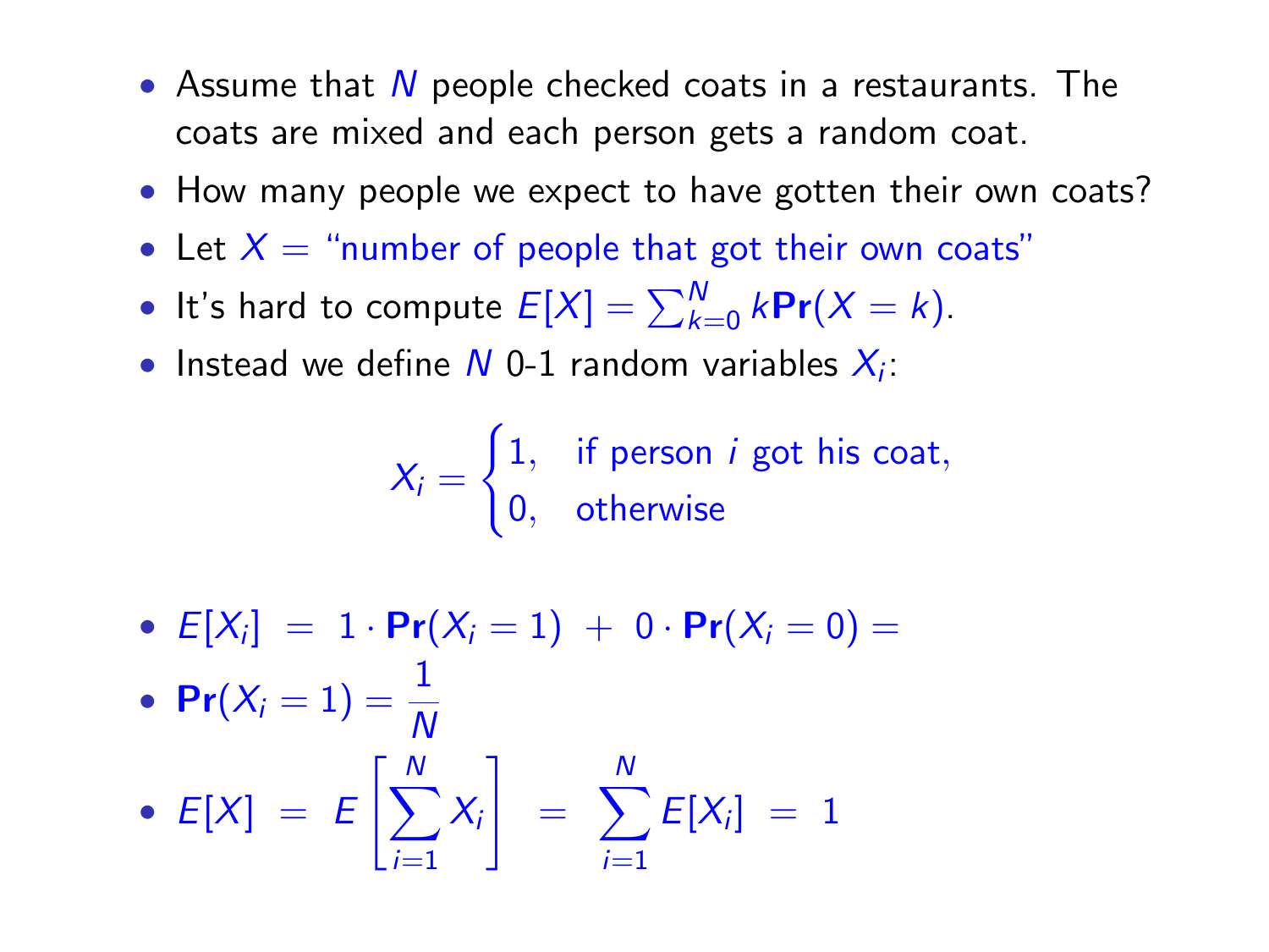- Assume that $N$ people checked coats in a restaurants. The coats are mixed and each person gets a random coat.
- How many people we expect to have gotten their own coats?
- Let $X$ = "number of people that got their own coats"
- It's hard to compute $E[X] = \sum_{k=0}^{N} k\mathbf{Pr}(X = k)$.
- Instead we define $N$ 0-1 random variables $X_i$:

$$X_i = \begin{cases} 1, & \text{if person } i \text{ got his coat,} \\ 0, & \text{otherwise} \end{cases}$$

- $E[X_i] \; = \; 1 \cdot \mathbf{Pr}(X_i = 1) \; + \; 0 \cdot \mathbf{Pr}(X_i = 0) =$
- $\mathbf{Pr}(X_i = 1) = \dfrac{1}{N}$
- $E[X] \; = \; E\left[\sum_{i=1}^{N} X_i\right] \; = \; \sum_{i=1}^{N} E[X_i] \; = \; 1$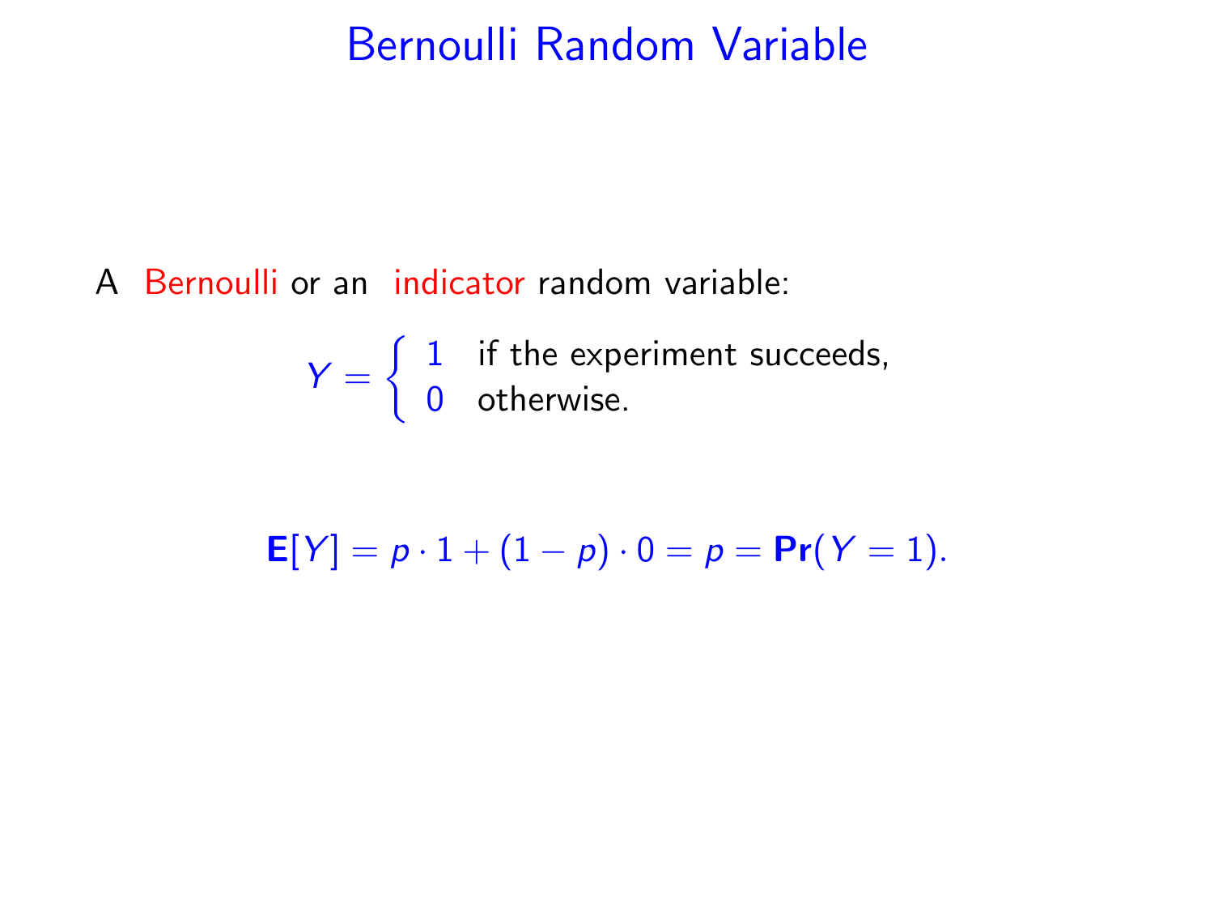# Bernoulli Random Variable

A Bernoulli or an indicator random variable:

$$Y = \begin{cases} 1 & \text{if the experiment succeeds,} \\ 0 & \text{otherwise.} \end{cases}$$

$$\mathbf{E}[Y] = p \cdot 1 + (1 - p) \cdot 0 = p = \mathbf{Pr}(Y = 1).$$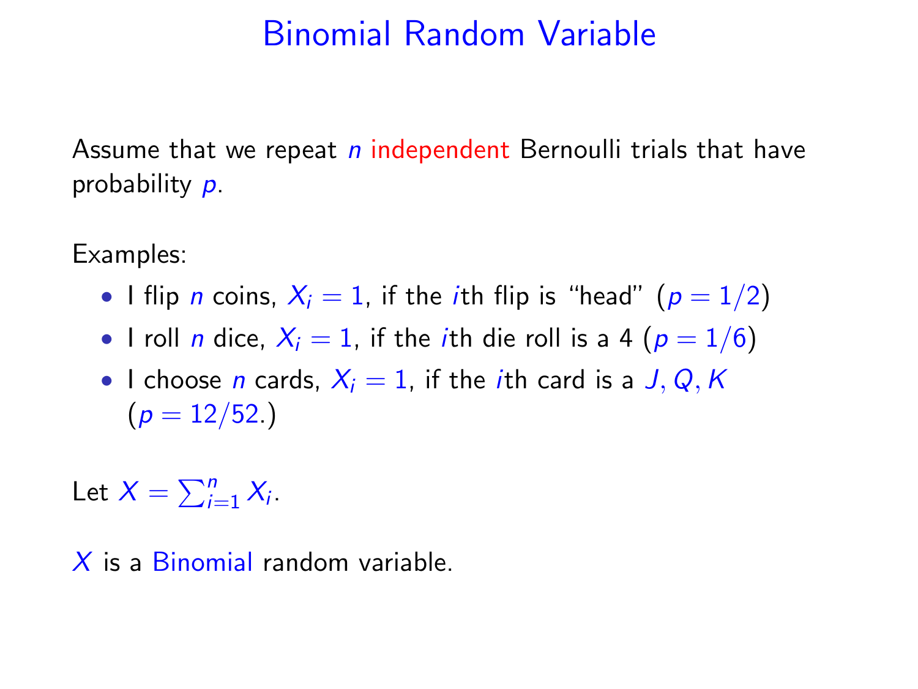# Binomial Random Variable

Assume that we repeat $n$ independent Bernoulli trials that have probability $p$.

Examples:

- I flip $n$ coins, $X_i = 1$, if the $i$th flip is "head" ($p = 1/2$)
- I roll $n$ dice, $X_i = 1$, if the $i$th die roll is a 4 ($p = 1/6$)
- I choose $n$ cards, $X_i = 1$, if the $i$th card is a $J, Q, K$ ($p = 12/52$.)

Let $X = \sum_{i=1}^{n} X_i$.

$X$ is a Binomial random variable.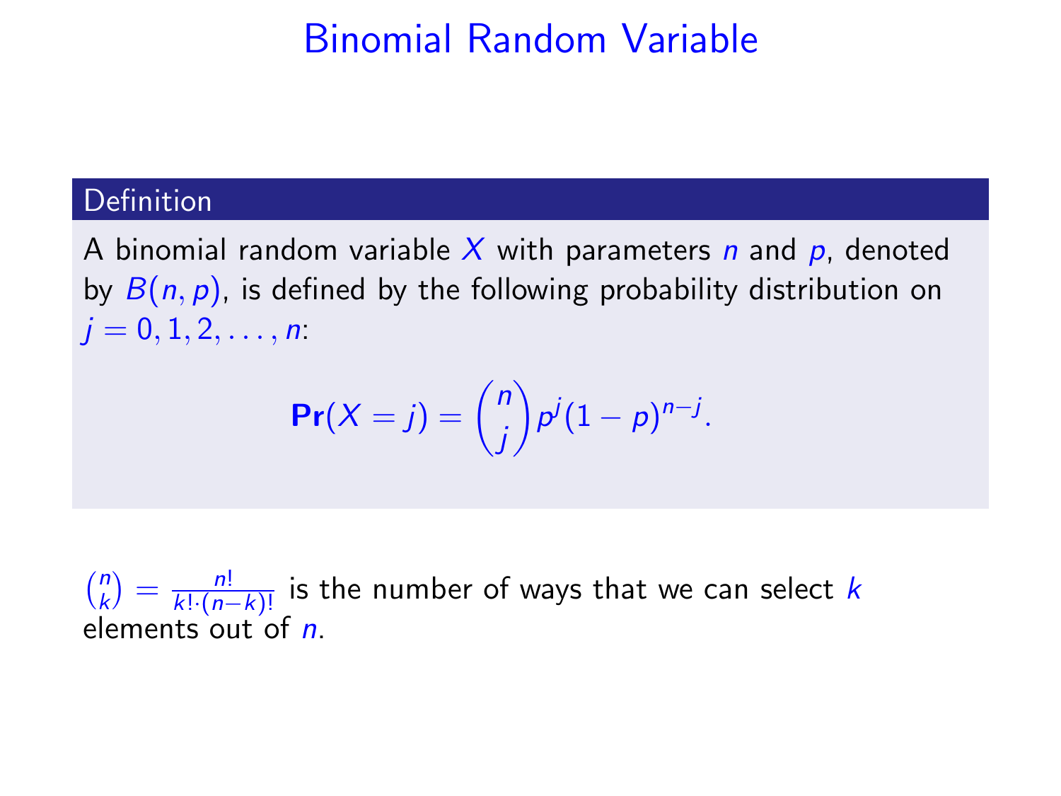# Binomial Random Variable

## Definition

A binomial random variable $X$ with parameters $n$ and $p$, denoted by $B(n, p)$, is defined by the following probability distribution on $j = 0, 1, 2, \ldots, n$:

$$\mathbf{Pr}(X = j) = \binom{n}{j} p^j (1-p)^{n-j}.$$

$\binom{n}{k} = \frac{n!}{k! \cdot (n-k)!}$ is the number of ways that we can select $k$ elements out of $n$.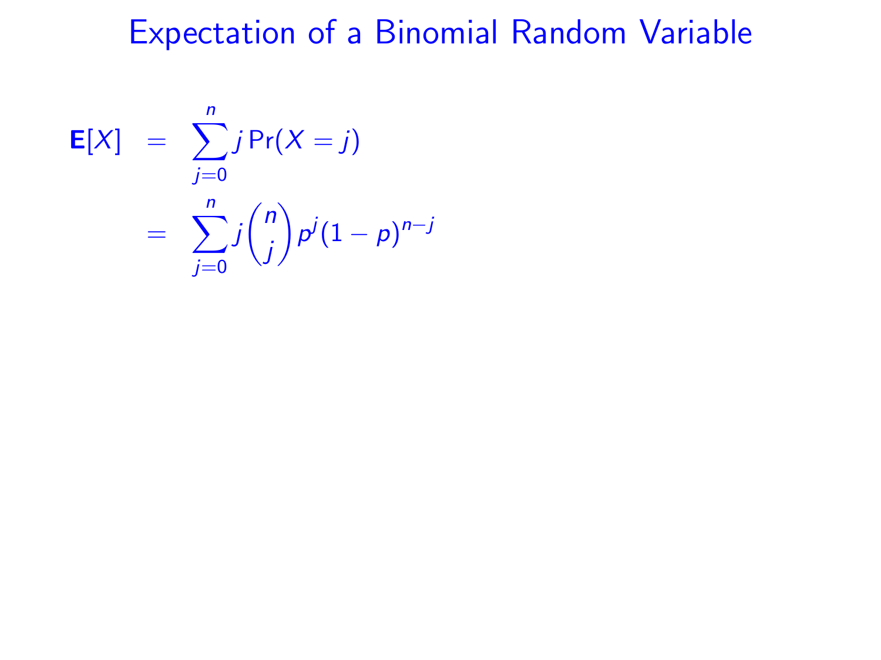# Expectation of a Binomial Random Variable

$$
\begin{aligned}
\mathbf{E}[X] &= \sum_{j=0}^{n} j \Pr(X = j) \\
&= \sum_{j=0}^{n} j \binom{n}{j} p^j (1-p)^{n-j}
\end{aligned}
$$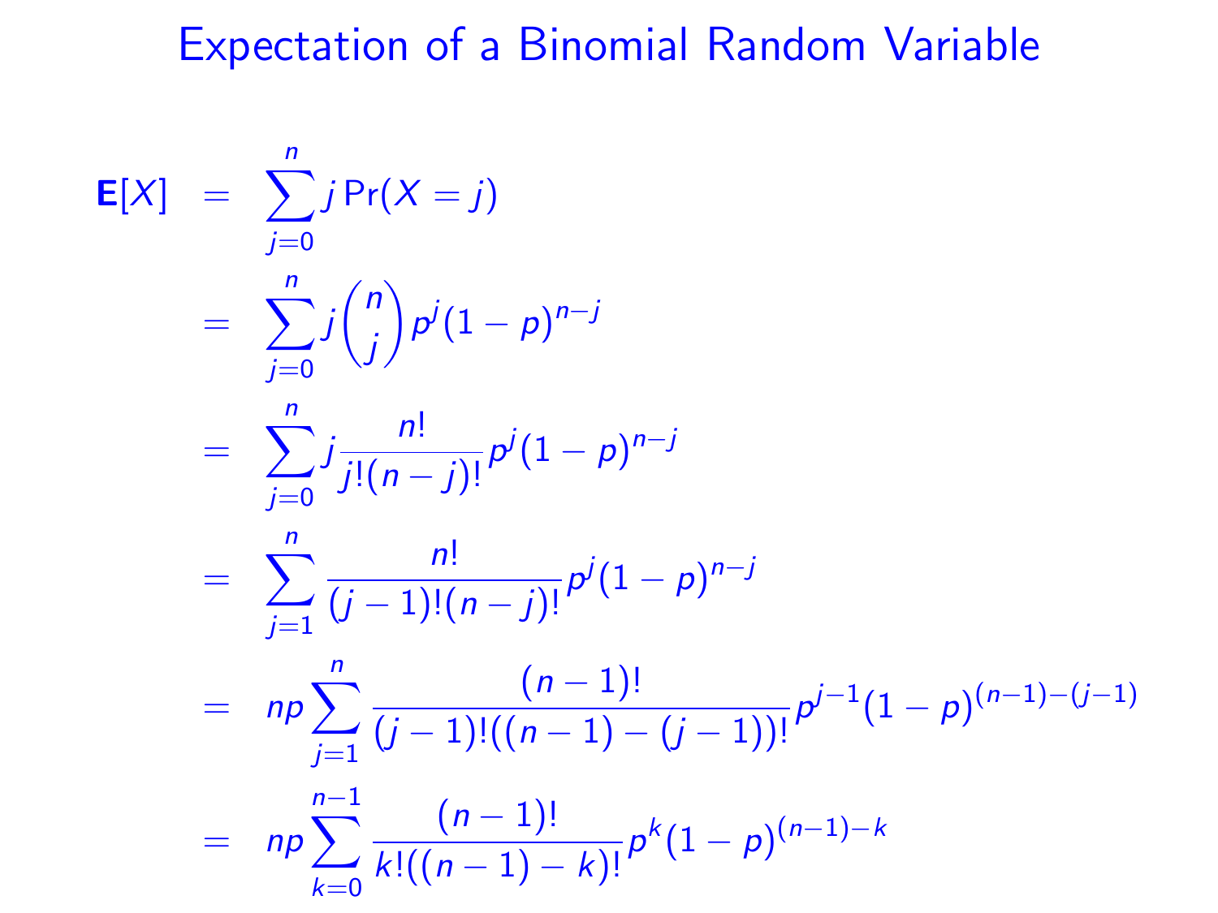# Expectation of a Binomial Random Variable

$$
\begin{aligned}
\mathbf{E}[X] &= \sum_{j=0}^{n} j \Pr(X = j) \\
&= \sum_{j=0}^{n} j \binom{n}{j} p^j (1-p)^{n-j} \\
&= \sum_{j=0}^{n} j \frac{n!}{j!(n-j)!} p^j (1-p)^{n-j} \\
&= \sum_{j=1}^{n} \frac{n!}{(j-1)!(n-j)!} p^j (1-p)^{n-j} \\
&= np \sum_{j=1}^{n} \frac{(n-1)!}{(j-1)!((n-1)-(j-1))!} p^{j-1} (1-p)^{(n-1)-(j-1)} \\
&= np \sum_{k=0}^{n-1} \frac{(n-1)!}{k!((n-1)-k)!} p^k (1-p)^{(n-1)-k}
\end{aligned}
$$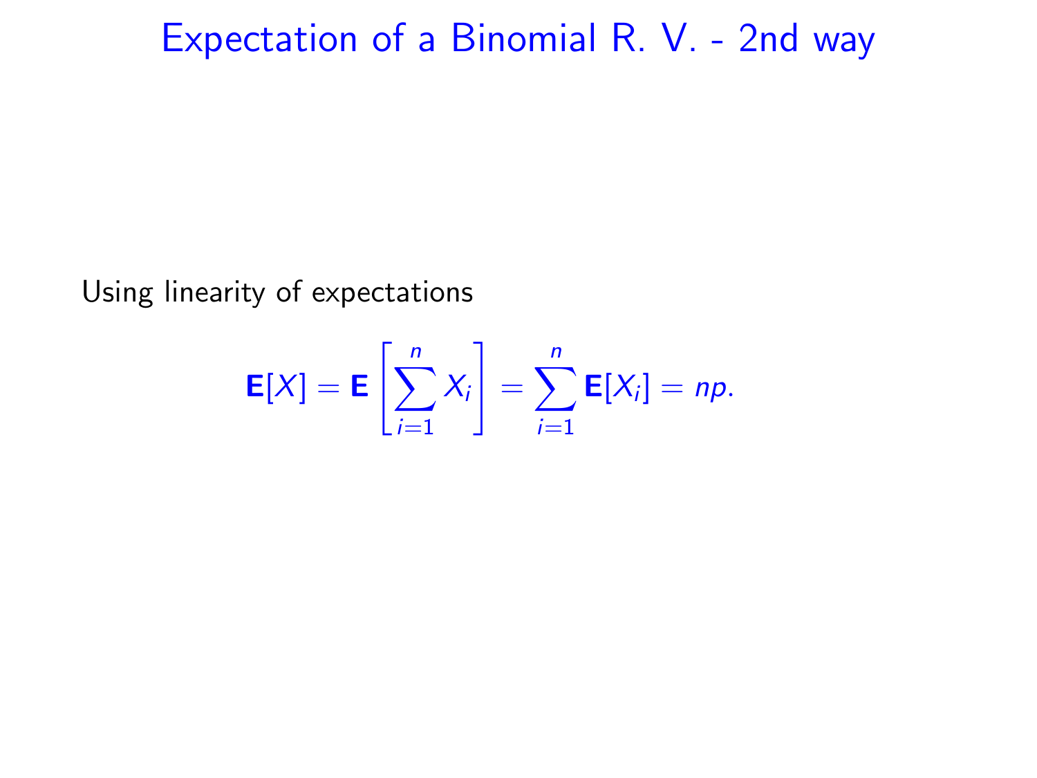# Expectation of a Binomial R. V. - 2nd way

Using linearity of expectations

$$\mathbf{E}[X] = \mathbf{E}\left[\sum_{i=1}^{n} X_i\right] = \sum_{i=1}^{n} \mathbf{E}[X_i] = np.$$